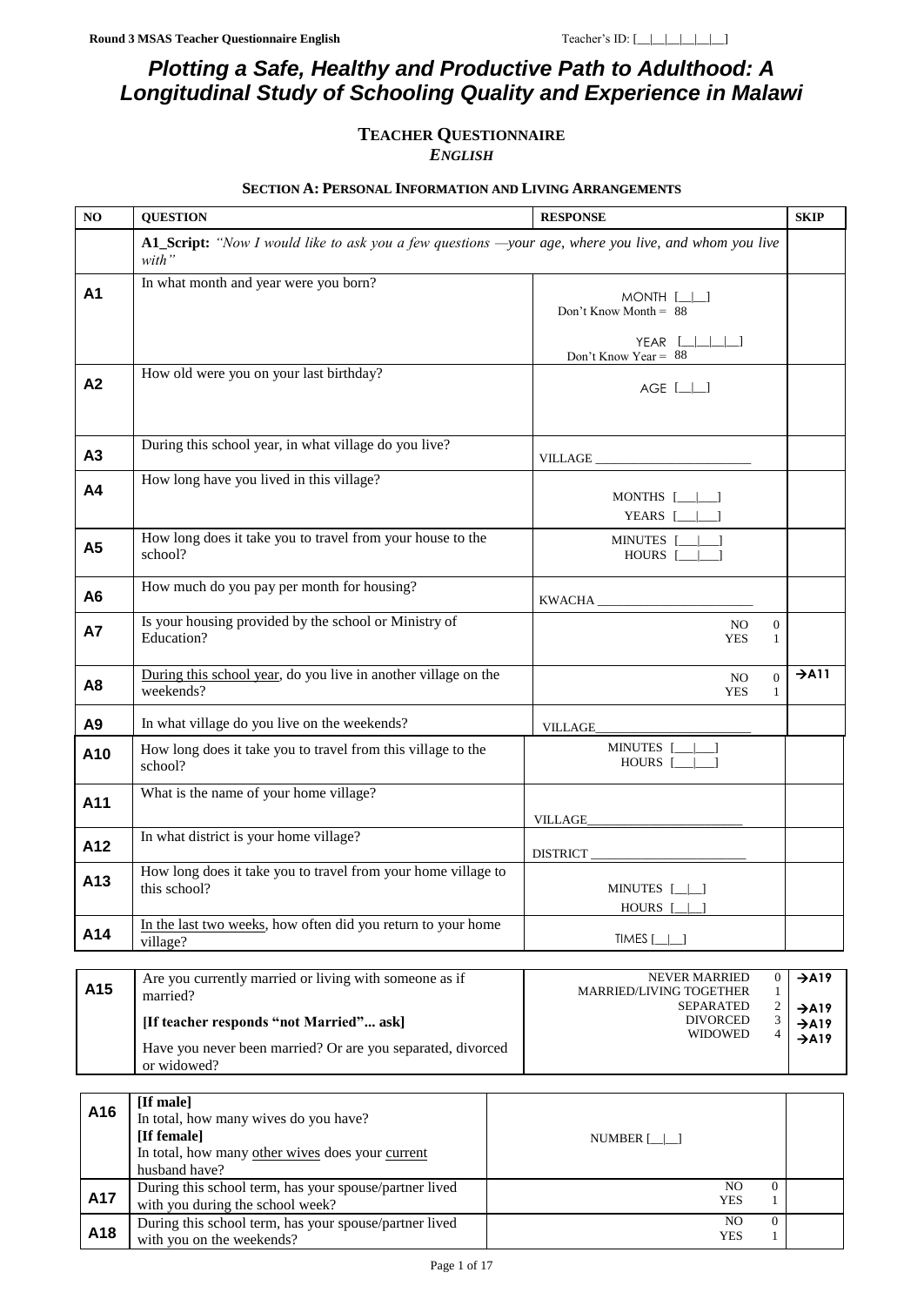# Plotting a Safe, Healthy and Productive Path to Adulthood: A Longitudinal Study of Schooling Quality and Experience in Malawi

## TEACHER QUESTIONNAIRE

*ENGLISH*

### SECTION A: PERSONAL INFORMATION AND LIVING ARRANGEMENTS

| NO | QUESTION | RESPONSE | SKIP |
|---|---|---|---|
| | **A1_Script:** *"Now I would like to ask you a few questions —your age, where you live, and whom you live with"* | | |
| **A1** | In what month and year were you born? | MONTH [__\|__]<br>Don't Know Month = 88<br>YEAR [__\|__\|__\|__]<br>Don't Know Year = 88 | |
| **A2** | How old were you on your last birthday? | AGE [__\|__] | |
| **A3** | During this school year, in what village do you live? | VILLAGE ____________________ | |
| **A4** | How long have you lived in this village? | MONTHS [___\|___]<br>YEARS [___\|___] | |
| **A5** | How long does it take you to travel from your house to the school? | MINUTES [___\|___]<br>HOURS [___\|___] | |
| **A6** | How much do you pay per month for housing? | KWACHA ____________________ | |
| **A7** | Is your housing provided by the school or Ministry of Education? | NO 0<br>YES 1 | |
| **A8** | <u>During this school year</u>, do you live in another village on the weekends? | NO 0<br>YES 1 | →A11 |
| **A9** | In what village do you live on the weekends? | VILLAGE____________________ | |
| **A10** | How long does it take you to travel from this village to the school? | MINUTES [___\|___]<br>HOURS [___\|___] | |
| **A11** | What is the name of your home village? | VILLAGE____________________ | |
| **A12** | In what district is your home village? | DISTRICT ____________________ | |
| **A13** | How long does it take you to travel from your home village to this school? | MINUTES [__\|__]<br>HOURS [__\|__] | |
| **A14** | <u>In the last two weeks</u>, how often did you return to your home village? | TIMES [__\|__] | |
| **A15** | Are you currently married or living with someone as if married?<br>**[If teacher responds "not Married"... ask]**<br>Have you never been married? Or are you separated, divorced or widowed? | NEVER MARRIED 0<br>MARRIED/LIVING TOGETHER 1<br>SEPARATED 2<br>DIVORCED 3<br>WIDOWED 4 | →A19<br><br>→A19<br>→A19<br>→A19 |
| **A16** | **[If male]**<br>In total, how many wives do you have?<br>**[If female]**<br>In total, how many <u>other wives</u> does your <u>current</u> husband have? | NUMBER [__\|__] | |
| **A17** | During this school term, has your spouse/partner lived with you during the school week? | NO 0<br>YES 1 | |
| **A18** | During this school term, has your spouse/partner lived with you on the weekends? | NO 0<br>YES 1 | |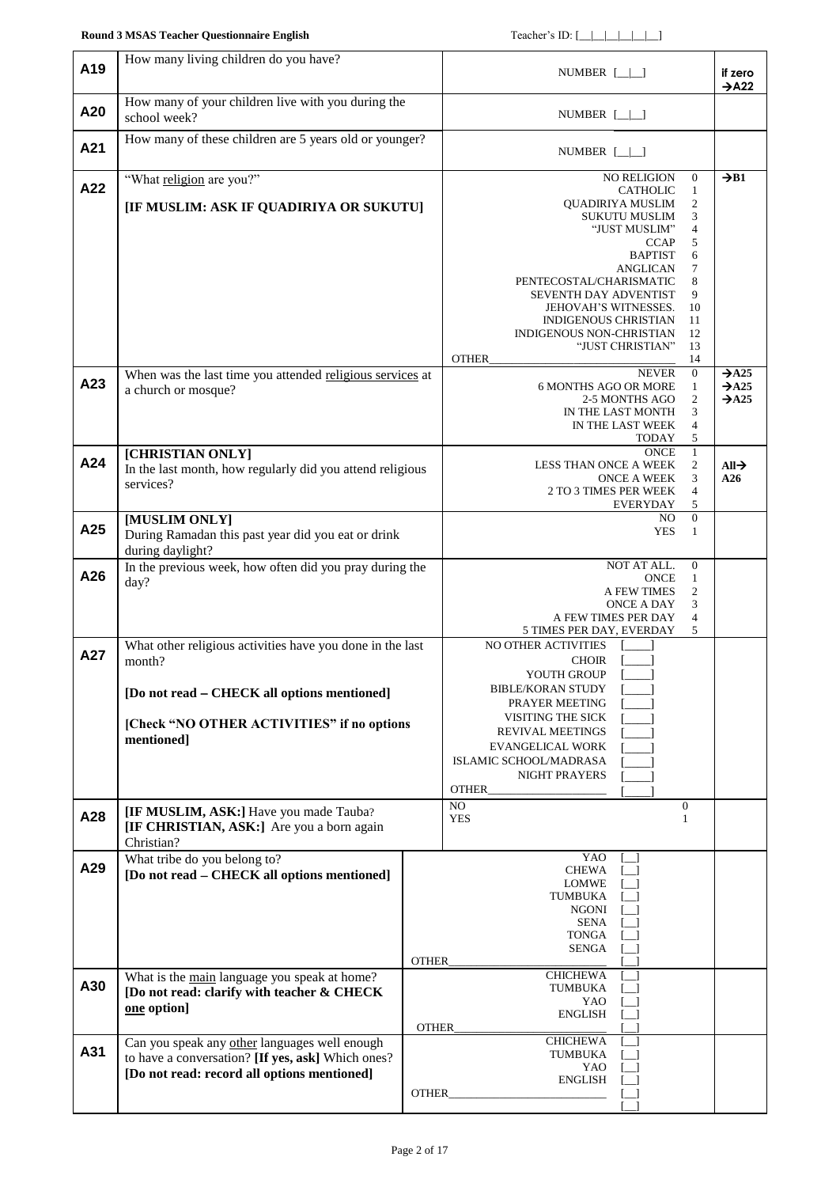| | Question | Response | Skip |
|---|---|---|---|
| **A19** | How many living children do you have? | NUMBER [__\|__] | if zero →A22 |
| **A20** | How many of your children live with you during the school week? | NUMBER [__\|__] | |
| **A21** | How many of these children are 5 years old or younger? | NUMBER [__\|__] | |
| **A22** | "What religion are you?"<br><br>**[IF MUSLIM: ASK IF QUADIRIYA OR SUKUTU]** | NO RELIGION 0<br>CATHOLIC 1<br>QUADIRIYA MUSLIM 2<br>SUKUTU MUSLIM 3<br>"JUST MUSLIM" 4<br>CCAP 5<br>BAPTIST 6<br>ANGLICAN 7<br>PENTECOSTAL/CHARISMATIC 8<br>SEVENTH DAY ADVENTIST 9<br>JEHOVAH'S WITNESSES. 10<br>INDIGENOUS CHRISTIAN 11<br>INDIGENOUS NON-CHRISTIAN 12<br>"JUST CHRISTIAN" 13<br>OTHER_______________ 14 | →B1 (0) |
| **A23** | When was the last time you attended religious services at a church or mosque? | NEVER 0<br>6 MONTHS AGO OR MORE 1<br>2-5 MONTHS AGO 2<br>IN THE LAST MONTH 3<br>IN THE LAST WEEK 4<br>TODAY 5 | →A25 (0)<br>→A25 (1)<br>→A25 (2) |
| **A24** | **[CHRISTIAN ONLY]**<br>In the last month, how regularly did you attend religious services? | ONCE 1<br>LESS THAN ONCE A WEEK 2<br>ONCE A WEEK 3<br>2 TO 3 TIMES PER WEEK 4<br>EVERYDAY 5 | All→ A26 |
| **A25** | **[MUSLIM ONLY]**<br>During Ramadan this past year did you eat or drink during daylight? | NO 0<br>YES 1 | |
| **A26** | In the previous week, how often did you pray during the day? | NOT AT ALL. 0<br>ONCE 1<br>A FEW TIMES 2<br>ONCE A DAY 3<br>A FEW TIMES PER DAY 4<br>5 TIMES PER DAY, EVERDAY 5 | |
| **A27** | What other religious activities have you done in the last month?<br><br>**[Do not read – CHECK all options mentioned]**<br><br>**[Check "NO OTHER ACTIVITIES" if no options mentioned]** | NO OTHER ACTIVITIES [____]<br>CHOIR [____]<br>YOUTH GROUP [____]<br>BIBLE/KORAN STUDY [____]<br>PRAYER MEETING [____]<br>VISITING THE SICK [____]<br>REVIVAL MEETINGS [____]<br>EVANGELICAL WORK [____]<br>ISLAMIC SCHOOL/MADRASA [____]<br>NIGHT PRAYERS [____]<br>OTHER_______________ [____] | |
| **A28** | **[IF MUSLIM, ASK:]** Have you made Tauba?<br>**[IF CHRISTIAN, ASK:]** Are you a born again Christian? | NO 0<br>YES 1 | |
| **A29** | What tribe do you belong to?<br>**[Do not read – CHECK all options mentioned]** | YAO [__]<br>CHEWA [__]<br>LOMWE [__]<br>TUMBUKA [__]<br>NGONI [__]<br>SENA [__]<br>TONGA [__]<br>SENGA [__]<br>OTHER_______________ [__] | |
| **A30** | What is the main language you speak at home?<br>**[Do not read: clarify with teacher & CHECK one option]** | CHICHEWA [__]<br>TUMBUKA [__]<br>YAO [__]<br>ENGLISH [__]<br>OTHER_______________ [__] | |
| **A31** | Can you speak any other languages well enough to have a conversation? **[If yes, ask]** Which ones?<br>**[Do not read: record all options mentioned]** | CHICHEWA [__]<br>TUMBUKA [__]<br>YAO [__]<br>ENGLISH [__]<br>OTHER_______________ [__]<br>[__] | |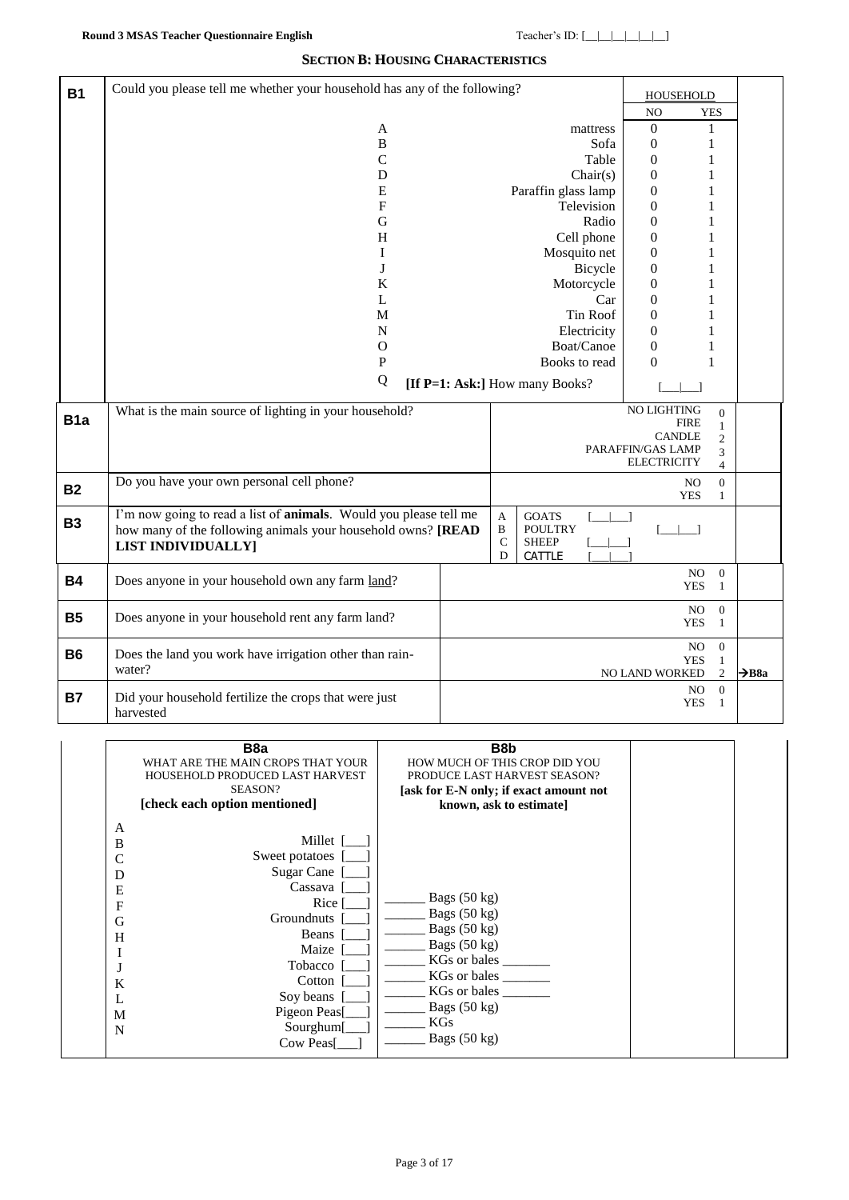**Round 3 MSAS Teacher Questionnaire English** Teacher's ID: [__|__|__|__|__|__]

## SECTION B: HOUSING CHARACTERISTICS

| | | | |
|---|---|---|---|
| **B1** | Could you please tell me whether your household has any of the following? | HOUSEHOLD<br>NO YES | |
| | A mattress | 0 1 | |
| | B Sofa | 0 1 | |
| | C Table | 0 1 | |
| | D Chair(s) | 0 1 | |
| | E Paraffin glass lamp | 0 1 | |
| | F Television | 0 1 | |
| | G Radio | 0 1 | |
| | H Cell phone | 0 1 | |
| | I Mosquito net | 0 1 | |
| | J Bicycle | 0 1 | |
| | K Motorcycle | 0 1 | |
| | L Car | 0 1 | |
| | M Tin Roof | 0 1 | |
| | N Electricity | 0 1 | |
| | O Boat/Canoe | 0 1 | |
| | P Books to read | 0 1 | |
| | Q **[If P=1: Ask:]** How many Books? | [___|___] | |
| **B1a** | What is the main source of lighting in your household? | NO LIGHTING 0<br>FIRE 1<br>CANDLE 2<br>PARAFFIN/GAS LAMP 3<br>ELECTRICITY 4 | |
| **B2** | Do you have your own personal cell phone? | NO 0<br>YES 1 | |
| **B3** | I'm now going to read a list of **animals**. Would you please tell me how many of the following animals your household owns? **[READ LIST INDIVIDUALLY]** | A GOATS [___|___]<br>B POULTRY [___|___]<br>C SHEEP [___|___]<br>D CATTLE [___|___] | |
| **B4** | Does anyone in your household own any farm land? | NO 0<br>YES 1 | |
| **B5** | Does anyone in your household rent any farm land? | NO 0<br>YES 1 | |
| **B6** | Does the land you work have irrigation other than rain-water? | NO 0<br>YES 1<br>NO LAND WORKED 2 | →B8a |
| **B7** | Did your household fertilize the crops that were just harvested | NO 0<br>YES 1 | |

| | **B8a**<br>WHAT ARE THE MAIN CROPS THAT YOUR HOUSEHOLD PRODUCED LAST HARVEST SEASON?<br>**[check each option mentioned]** | **B8b**<br>HOW MUCH OF THIS CROP DID YOU PRODUCE LAST HARVEST SEASON?<br>**[ask for E-N only; if exact amount not known, ask to estimate]** | |
|---|---|---|---|
| A | Millet [___] | | |
| B | Sweet potatoes [___] | | |
| C | Sugar Cane [___] | | |
| D | Cassava [___] | | |
| E | Rice [___] | ______ Bags (50 kg) | |
| F | Groundnuts [___] | ______ Bags (50 kg) | |
| G | Beans [___] | ______ Bags (50 kg) | |
| H | Maize [___] | ______ Bags (50 kg) | |
| I | Tobacco [___] | ______ KGs or bales _______ | |
| J | Cotton [___] | ______ KGs or bales _______ | |
| K | Soy beans [___] | ______ KGs or bales _______ | |
| L | Pigeon Peas[___] | ______ Bags (50 kg) | |
| M | Sourghum[___] | ______ KGs | |
| N | Cow Peas[___] | ______ Bags (50 kg) | |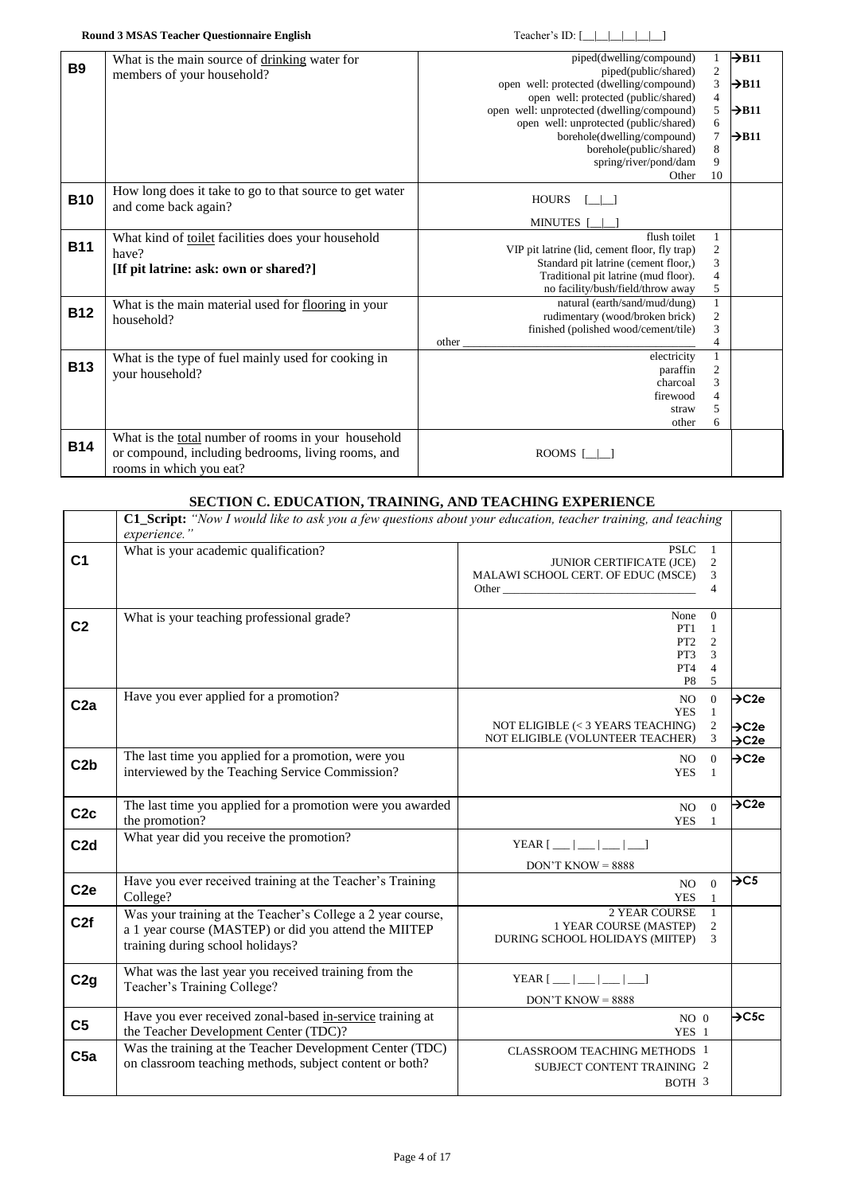| | | | |
|---|---|---|---|
| **B9** | What is the main source of drinking water for members of your household? | piped(dwelling/compound) 1<br>piped(public/shared) 2<br>open well: protected (dwelling/compound) 3<br>open well: protected (public/shared) 4<br>open well: unprotected (dwelling/compound) 5<br>open well: unprotected (public/shared) 6<br>borehole(dwelling/compound) 7<br>borehole(public/shared) 8<br>spring/river/pond/dam 9<br>Other 10 | →B11 (1)<br>→B11 (3)<br>→B11 (5)<br>→B11 (7) |
| **B10** | How long does it take to go to that source to get water and come back again? | HOURS [__\|__]<br>MINUTES [__\|__] | |
| **B11** | What kind of toilet facilities does your household have?<br>**[If pit latrine: ask: own or shared?]** | flush toilet 1<br>VIP pit latrine (lid, cement floor, fly trap) 2<br>Standard pit latrine (cement floor,) 3<br>Traditional pit latrine (mud floor). 4<br>no facility/bush/field/throw away 5 | |
| **B12** | What is the main material used for flooring in your household? | natural (earth/sand/mud/dung) 1<br>rudimentary (wood/broken brick) 2<br>finished (polished wood/cement/tile) 3<br>other ______________ 4 | |
| **B13** | What is the type of fuel mainly used for cooking in your household? | electricity 1<br>paraffin 2<br>charcoal 3<br>firewood 4<br>straw 5<br>other 6 | |
| **B14** | What is the total number of rooms in your household or compound, including bedrooms, living rooms, and rooms in which you eat? | ROOMS [__\|__] | |

## SECTION C. EDUCATION, TRAINING, AND TEACHING EXPERIENCE

| | | | |
|---|---|---|---|
| | **C1_Script:** *"Now I would like to ask you a few questions about your education, teacher training, and teaching experience."* | | |
| **C1** | What is your academic qualification? | PSLC 1<br>JUNIOR CERTIFICATE (JCE) 2<br>MALAWI SCHOOL CERT. OF EDUC (MSCE) 3<br>Other ______________ 4 | |
| **C2** | What is your teaching professional grade? | None 0<br>PT1 1<br>PT2 2<br>PT3 3<br>PT4 4<br>P8 5 | |
| **C2a** | Have you ever applied for a promotion? | NO 0<br>YES 1<br>NOT ELIGIBLE (< 3 YEARS TEACHING) 2<br>NOT ELIGIBLE (VOLUNTEER TEACHER) 3 | →C2e (0)<br>→C2e (2)<br>→C2e (3) |
| **C2b** | The last time you applied for a promotion, were you interviewed by the Teaching Service Commission? | NO 0<br>YES 1 | →C2e (0) |
| **C2c** | The last time you applied for a promotion were you awarded the promotion? | NO 0<br>YES 1 | →C2e (0) |
| **C2d** | What year did you receive the promotion? | YEAR [___\|___\|___\|___]<br>DON'T KNOW = 8888 | |
| **C2e** | Have you ever received training at the Teacher's Training College? | NO 0<br>YES 1 | →C5 (0) |
| **C2f** | Was your training at the Teacher's College a 2 year course, a 1 year course (MASTEP) or did you attend the MIITEP training during school holidays? | 2 YEAR COURSE 1<br>1 YEAR COURSE (MASTEP) 2<br>DURING SCHOOL HOLIDAYS (MIITEP) 3 | |
| **C2g** | What was the last year you received training from the Teacher's Training College? | YEAR [___\|___\|___\|___]<br>DON'T KNOW = 8888 | |
| **C5** | Have you ever received zonal-based in-service training at the Teacher Development Center (TDC)? | NO 0<br>YES 1 | →C5c (0) |
| **C5a** | Was the training at the Teacher Development Center (TDC) on classroom teaching methods, subject content or both? | CLASSROOM TEACHING METHODS 1<br>SUBJECT CONTENT TRAINING 2<br>BOTH 3 | |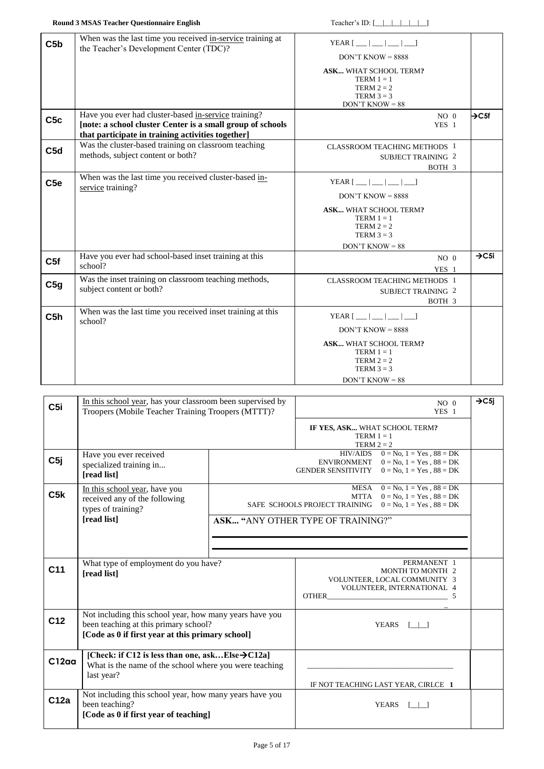| | | | |
|---|---|---|---|
| **C5b** | When was the last time you received in-service training at the Teacher's Development Center (TDC)? | YEAR [ ___ \| ___ \| ___ \| ___]<br>DON'T KNOW = 8888<br>**ASK...** WHAT SCHOOL TERM**?**<br>TERM 1 = 1<br>TERM 2 = 2<br>TERM 3 = 3<br>DON'T KNOW = 88 | |
| **C5c** | Have you ever had cluster-based in-service training?<br>**[note: a school cluster Center is a small group of schools that participate in training activities together]** | NO 0<br>YES 1 | →C5f |
| **C5d** | Was the cluster-based training on classroom teaching methods, subject content or both? | CLASSROOM TEACHING METHODS 1<br>SUBJECT TRAINING 2<br>BOTH 3 | |
| **C5e** | When was the last time you received cluster-based in-service training? | YEAR [ ___ \| ___ \| ___ \| ___]<br>DON'T KNOW = 8888<br>**ASK...** WHAT SCHOOL TERM**?**<br>TERM 1 = 1<br>TERM 2 = 2<br>TERM 3 = 3<br>DON'T KNOW = 88 | |
| **C5f** | Have you ever had school-based inset training at this school? | NO 0<br>YES 1 | →C5i |
| **C5g** | Was the inset training on classroom teaching methods, subject content or both? | CLASSROOM TEACHING METHODS 1<br>SUBJECT TRAINING 2<br>BOTH 3 | |
| **C5h** | When was the last time you received inset training at this school? | YEAR [ ___ \| ___ \| ___ \| ___]<br>DON'T KNOW = 8888<br>**ASK...** WHAT SCHOOL TERM**?**<br>TERM 1 = 1<br>TERM 2 = 2<br>TERM 3 = 3<br>DON'T KNOW = 88 | |

| | | | |
|---|---|---|---|
| **C5i** | In this school year, has your classroom been supervised by Troopers (Mobile Teacher Training Troopers (MTTT)? | NO 0<br>YES 1<br>**IF YES, ASK...** WHAT SCHOOL TERM**?**<br>TERM 1 = 1<br>TERM 2 = 2 | →C5j |
| **C5j** | Have you ever received specialized training in...<br>**[read list]** | HIV/AIDS 0 = No, 1 = Yes , 88 = DK<br>ENVIRONMENT 0 = No, 1 = Yes , 88 = DK<br>GENDER SENSITIVITY 0 = No, 1 = Yes , 88 = DK | |
| **C5k** | In this school year, have you received any of the following types of training?<br>**[read list]** | MESA 0 = No, 1 = Yes , 88 = DK<br>MTTA 0 = No, 1 = Yes , 88 = DK<br>SAFE SCHOOLS PROJECT TRAINING 0 = No, 1 = Yes , 88 = DK<br>**ASK... "**ANY OTHER TYPE OF TRAINING?"<br>\_\_\_\_\_\_\_\_\_\_\_\_\_\_\_\_\_\_\_\_\_\_\_\_\_\_\_\_\_\_<br>\_\_\_\_\_\_\_\_\_\_\_\_\_\_\_\_\_\_\_\_\_\_\_\_\_\_\_\_\_\_ | |
| **C11** | What type of employment do you have?<br>**[read list]** | PERMANENT 1<br>MONTH TO MONTH 2<br>VOLUNTEER, LOCAL COMMUNITY 3<br>VOLUNTEER, INTERNATIONAL 4<br>OTHER\_\_\_\_\_\_\_\_\_\_\_\_\_\_\_\_\_\_\_\_\_\_\_\_\_\_\_\_ 5 | |
| **C12** | Not including this school year, how many years have you been teaching at this primary school?<br>**[Code as 0 if first year at this primary school]** | YEARS [\_\_\|\_\_] | |
| **C12aa** | **[Check: if C12 is less than one, ask…Else→C12a]**<br>What is the name of the school where you were teaching last year? | \_\_\_\_\_\_\_\_\_\_\_\_\_\_\_\_\_\_\_\_\_\_\_\_\_\_\_\_\_\_<br>IF NOT TEACHING LAST YEAR, CIRLCE **1** | |
| **C12a** | Not including this school year, how many years have you been teaching?<br>**[Code as 0 if first year of teaching]** | YEARS [\_\_\|\_\_] | |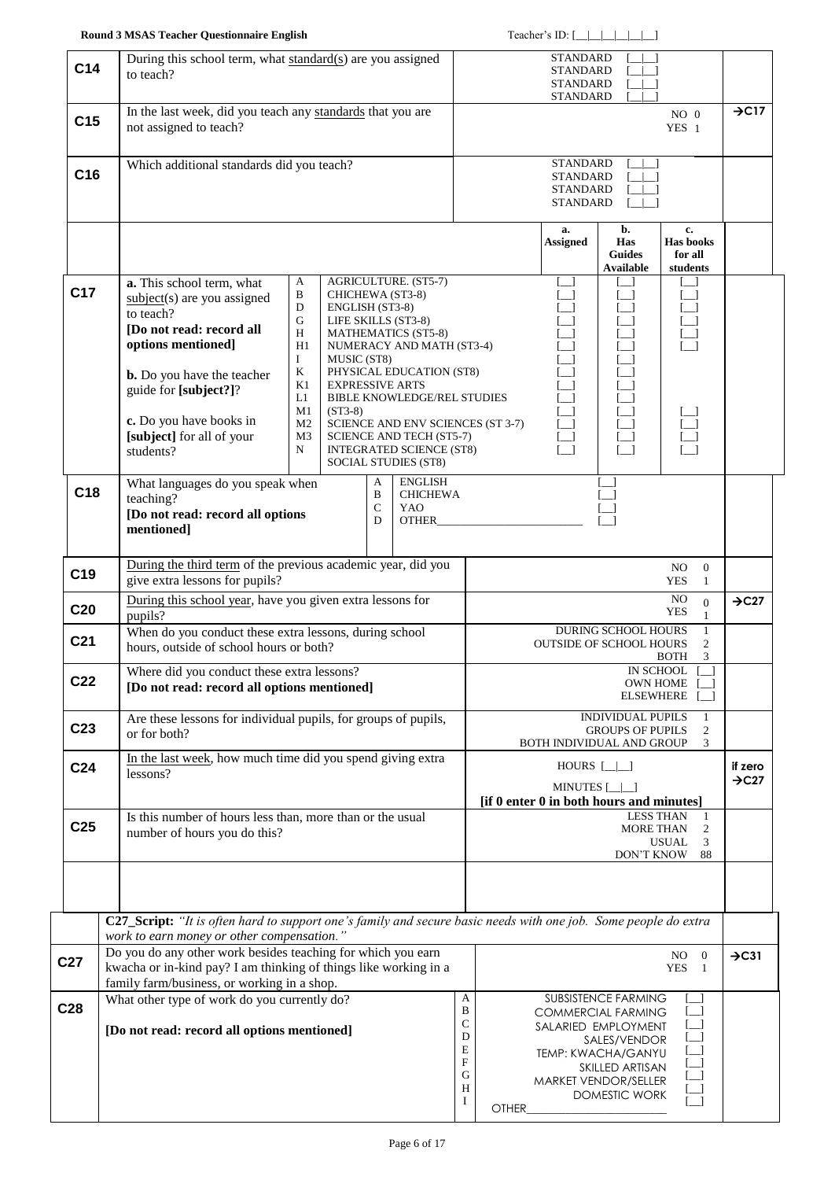| | | | |
|---|---|---|---|
| **C14** | During this school term, what standard(s) are you assigned to teach? | STANDARD [__\|__]<br>STANDARD [__\|__]<br>STANDARD [__\|__]<br>STANDARD [__\|__] | |
| **C15** | In the last week, did you teach any standards that you are not assigned to teach? | NO 0<br>YES 1 | →C17 |
| **C16** | Which additional standards did you teach? | STANDARD [__\|__]<br>STANDARD [__\|__]<br>STANDARD [__\|__]<br>STANDARD [__\|__] | |

| | | Code | Subject | a. Assigned | b. Has Guides Available | c. Has books for all students |
|---|---|---|---|---|---|---|
| **C17** | **a.** This school term, what subject(s) are you assigned to teach? **[Do not read: record all options mentioned]**<br><br>**b.** Do you have the teacher guide for **[subject?]**?<br><br>**c.** Do you have books in **[subject]** for all of your students? | A | AGRICULTURE. (ST5-7) | [__] | [__] | [__] |
| | | B | CHICHEWA (ST3-8) | [__] | [__] | [__] |
| | | D | ENGLISH (ST3-8) | [__] | [__] | [__] |
| | | G | LIFE SKILLS (ST3-8) | [__] | [__] | [__] |
| | | H | MATHEMATICS (ST5-8) | [__] | [__] | [__] |
| | | H1 | NUMERACY AND MATH (ST3-4) | [__] | [__] | [__] |
| | | I | MUSIC (ST8) | [__] | [__] | |
| | | K | PHYSICAL EDUCATION (ST8) | [__] | [__] | |
| | | K1 | EXPRESSIVE ARTS | [__] | [__] | |
| | | L1 | BIBLE KNOWLEDGE/REL STUDIES | [__] | [__] | |
| | | M1 | (ST3-8) | [__] | [__] | [__] |
| | | M2 | SCIENCE AND ENV SCIENCES (ST 3-7) | [__] | [__] | [__] |
| | | M3 | SCIENCE AND TECH (ST5-7) | [__] | [__] | [__] |
| | | N | INTEGRATED SCIENCE (ST8)<br>SOCIAL STUDIES (ST8) | [__] | [__] | [__] |

| | | | |
|---|---|---|---|
| **C18** | What languages do you speak when teaching?<br>**[Do not read: record all options mentioned]** | A ENGLISH [__]<br>B CHICHEWA [__]<br>C YAO [__]<br>D OTHER_____________ [__] | |
| **C19** | During the third term of the previous academic year, did you give extra lessons for pupils? | NO 0<br>YES 1 | |
| **C20** | During this school year, have you given extra lessons for pupils? | NO 0<br>YES 1 | →C27 |
| **C21** | When do you conduct these extra lessons, during school hours, outside of school hours or both? | DURING SCHOOL HOURS 1<br>OUTSIDE OF SCHOOL HOURS 2<br>BOTH 3 | |
| **C22** | Where did you conduct these extra lessons?<br>**[Do not read: record all options mentioned]** | IN SCHOOL [__]<br>OWN HOME [__]<br>ELSEWHERE [__] | |
| **C23** | Are these lessons for individual pupils, for groups of pupils, or for both? | INDIVIDUAL PUPILS 1<br>GROUPS OF PUPILS 2<br>BOTH INDIVIDUAL AND GROUP 3 | |
| **C24** | In the last week, how much time did you spend giving extra lessons? | HOURS [__\|__]<br>MINUTES [__\|__]<br>**[if 0 enter 0 in both hours and minutes]** | if zero →C27 |
| **C25** | Is this number of hours less than, more than or the usual number of hours you do this? | LESS THAN 1<br>MORE THAN 2<br>USUAL 3<br>DON'T KNOW 88 | |
| | | | |

**C27_Script:** *"It is often hard to support one's family and secure basic needs with one job. Some people do extra work to earn money or other compensation."*

| | | | |
|---|---|---|---|
| **C27** | Do you do any other work besides teaching for which you earn kwacha or in-kind pay? I am thinking of things like working in a family farm/business, or working in a shop. | NO 0<br>YES 1 | →C31 |
| **C28** | What other type of work do you currently do?<br><br>**[Do not read: record all options mentioned]** | A SUBSISTENCE FARMING [__]<br>B COMMERCIAL FARMING [__]<br>C SALARIED EMPLOYMENT [__]<br>D SALES/VENDOR [__]<br>E TEMP: KWACHA/GANYU [__]<br>F SKILLED ARTISAN [__]<br>G MARKET VENDOR/SELLER [__]<br>H DOMESTIC WORK [__]<br>I OTHER_____________ [__] | |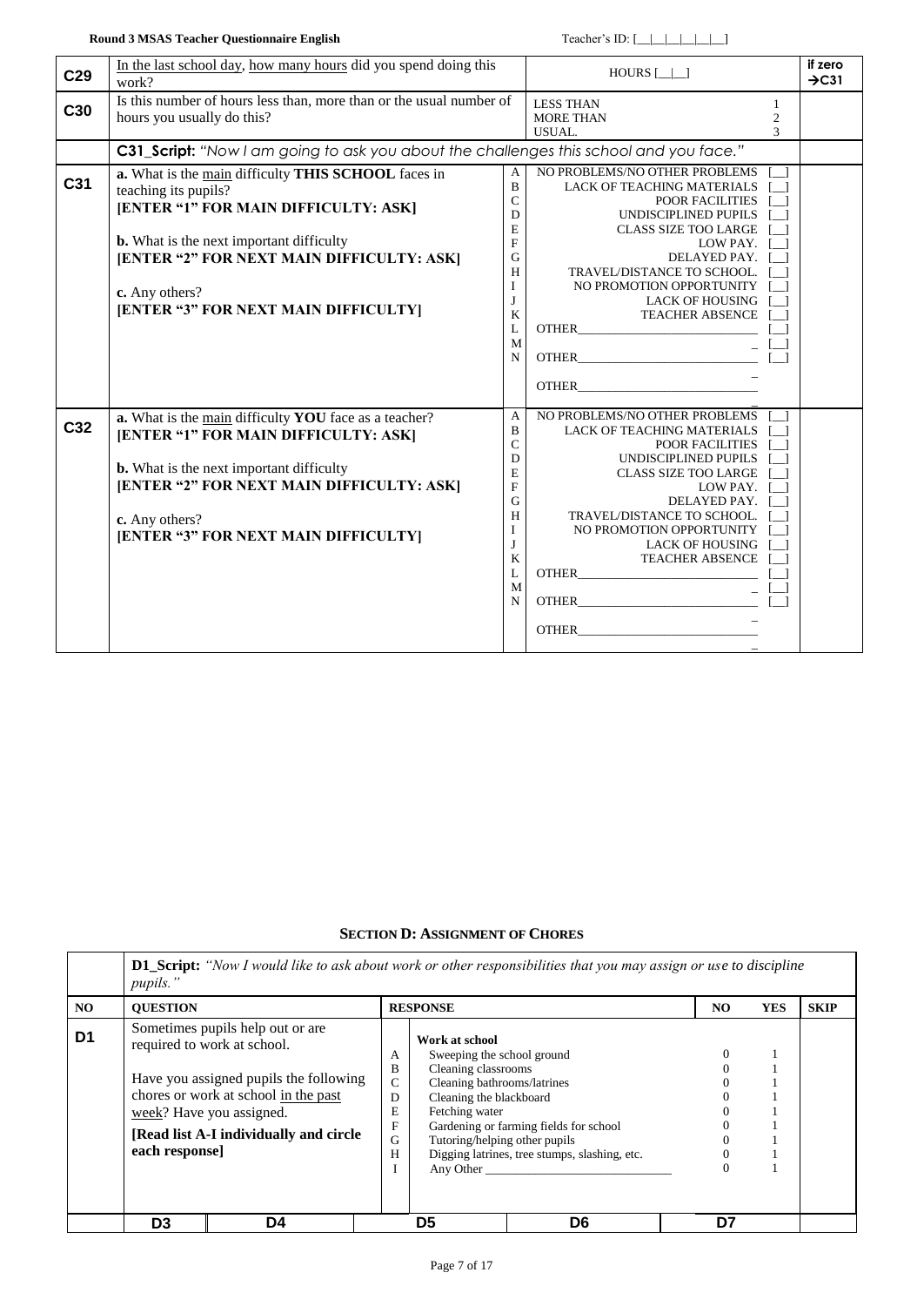| | | | | |
|---|---|---|---|---|
| **C29** | In the last school day, how many hours did you spend doing this work? | | HOURS [__\|__] | If zero →C31 |
| **C30** | Is this number of hours less than, more than or the usual number of hours you usually do this? | | LESS THAN 1<br>MORE THAN 2<br>USUAL. 3 | |
| | **C31_Script:** *"Now I am going to ask you about the challenges this school and you face."* | | | |
| **C31** | **a.** What is the main difficulty **THIS SCHOOL** faces in teaching its pupils?<br>**[ENTER "1" FOR MAIN DIFFICULTY: ASK]**<br><br>**b.** What is the next important difficulty<br>**[ENTER "2" FOR NEXT MAIN DIFFICULTY: ASK]**<br><br>**c.** Any others?<br>**[ENTER "3" FOR NEXT MAIN DIFFICULTY]** | A<br>B<br>C<br>D<br>E<br>F<br>G<br>H<br>I<br>J<br>K<br>L<br>M<br>N | NO PROBLEMS/NO OTHER PROBLEMS [__]<br>LACK OF TEACHING MATERIALS [__]<br>POOR FACILITIES [__]<br>UNDISCIPLINED PUPILS [__]<br>CLASS SIZE TOO LARGE [__]<br>LOW PAY. [__]<br>DELAYED PAY. [__]<br>TRAVEL/DISTANCE TO SCHOOL. [__]<br>NO PROMOTION OPPORTUNITY [__]<br>LACK OF HOUSING [__]<br>TEACHER ABSENCE [__]<br>OTHER________________ [__]<br>OTHER________________ [__]<br>OTHER________________ [__] | |
| **C32** | **a.** What is the main difficulty **YOU** face as a teacher?<br>**[ENTER "1" FOR MAIN DIFFICULTY: ASK]**<br><br>**b.** What is the next important difficulty<br>**[ENTER "2" FOR NEXT MAIN DIFFICULTY: ASK]**<br><br>**c.** Any others?<br>**[ENTER "3" FOR NEXT MAIN DIFFICULTY]** | A<br>B<br>C<br>D<br>E<br>F<br>G<br>H<br>I<br>J<br>K<br>L<br>M<br>N | NO PROBLEMS/NO OTHER PROBLEMS [__]<br>LACK OF TEACHING MATERIALS [__]<br>POOR FACILITIES [__]<br>UNDISCIPLINED PUPILS [__]<br>CLASS SIZE TOO LARGE [__]<br>LOW PAY. [__]<br>DELAYED PAY. [__]<br>TRAVEL/DISTANCE TO SCHOOL. [__]<br>NO PROMOTION OPPORTUNITY [__]<br>LACK OF HOUSING [__]<br>TEACHER ABSENCE [__]<br>OTHER________________ [__]<br>OTHER________________ [__]<br>OTHER________________ [__] | |

## SECTION D: ASSIGNMENT OF CHORES

**D1_Script:** *"Now I would like to ask about work or other responsibilities that you may assign or use to discipline pupils."*

| NO | QUESTION | | RESPONSE | NO | YES | SKIP |
|---|---|---|---|---|---|---|
| **D1** | Sometimes pupils help out or are required to work at school.<br><br>Have you assigned pupils the following chores or work at school in the past week? Have you assigned.<br><br>**[Read list A-I individually and circle each response]** | | **Work at school** | | | |
| | | A | Sweeping the school ground | 0 | 1 | |
| | | B | Cleaning classrooms | 0 | 1 | |
| | | C | Cleaning bathrooms/latrines | 0 | 1 | |
| | | D | Cleaning the blackboard | 0 | 1 | |
| | | E | Fetching water | 0 | 1 | |
| | | F | Gardening or farming fields for school | 0 | 1 | |
| | | G | Tutoring/helping other pupils | 0 | 1 | |
| | | H | Digging latrines, tree stumps, slashing, etc. | 0 | 1 | |
| | | I | Any Other ________________ | 0 | 1 | |

| | D3 | D4 | D5 | D6 | D7 | |
|---|---|---|---|---|---|---|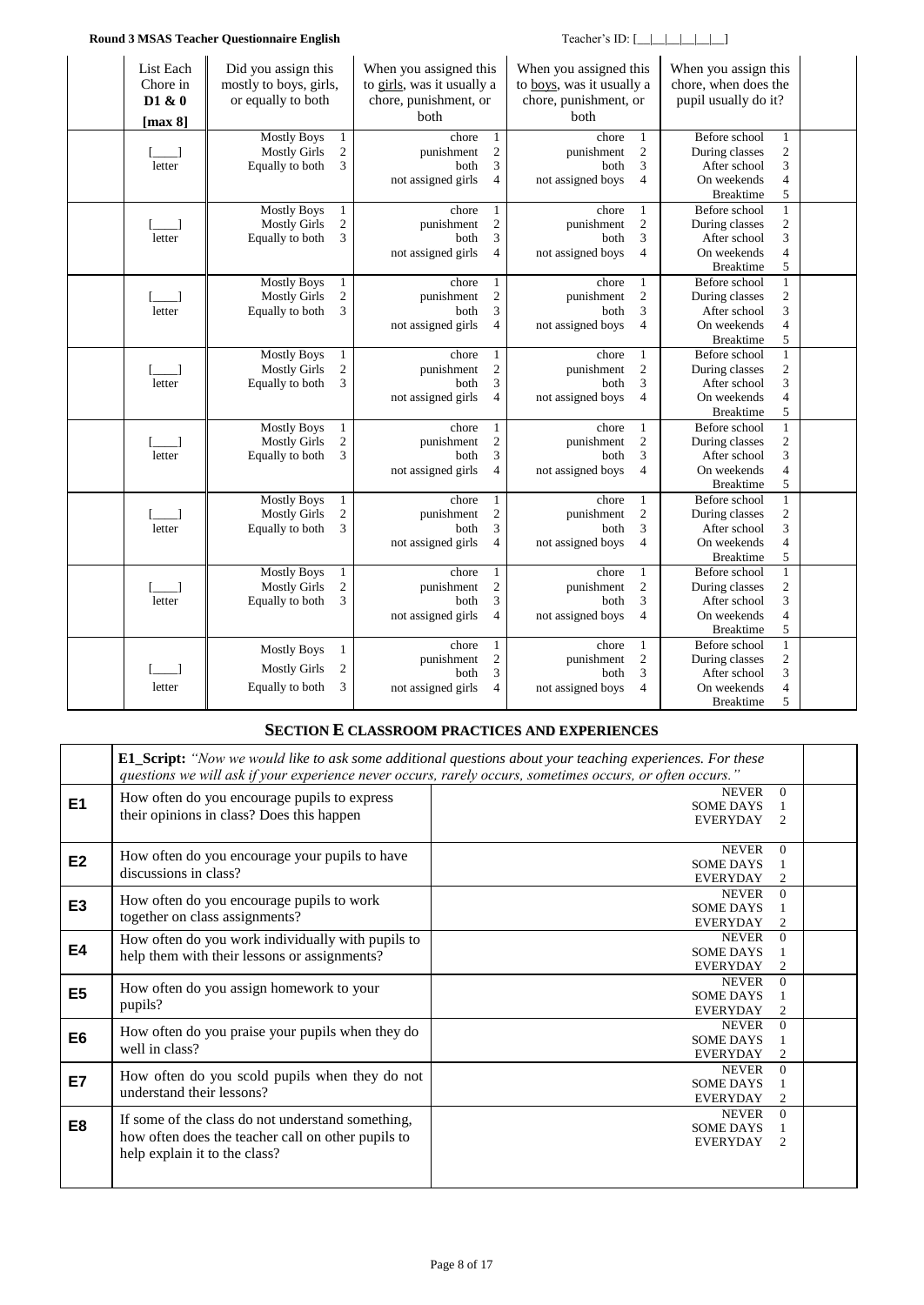| | List Each Chore in D1 & 0 [max 8] | Did you assign this mostly to boys, girls, or equally to both | When you assigned this to girls, was it usually a chore, punishment, or both | When you assigned this to boys, was it usually a chore, punishment, or both | When you assign this chore, when does the pupil usually do it? | |
|---|---|---|---|---|---|---|
| | [____] letter | Mostly Boys 1<br>Mostly Girls 2<br>Equally to both 3 | chore 1<br>punishment 2<br>both 3<br>not assigned girls 4 | chore 1<br>punishment 2<br>both 3<br>not assigned boys 4 | Before school 1<br>During classes 2<br>After school 3<br>On weekends 4<br>Breaktime 5 | |
| | [____] letter | Mostly Boys 1<br>Mostly Girls 2<br>Equally to both 3 | chore 1<br>punishment 2<br>both 3<br>not assigned girls 4 | chore 1<br>punishment 2<br>both 3<br>not assigned boys 4 | Before school 1<br>During classes 2<br>After school 3<br>On weekends 4<br>Breaktime 5 | |
| | [____] letter | Mostly Boys 1<br>Mostly Girls 2<br>Equally to both 3 | chore 1<br>punishment 2<br>both 3<br>not assigned girls 4 | chore 1<br>punishment 2<br>both 3<br>not assigned boys 4 | Before school 1<br>During classes 2<br>After school 3<br>On weekends 4<br>Breaktime 5 | |
| | [____] letter | Mostly Boys 1<br>Mostly Girls 2<br>Equally to both 3 | chore 1<br>punishment 2<br>both 3<br>not assigned girls 4 | chore 1<br>punishment 2<br>both 3<br>not assigned boys 4 | Before school 1<br>During classes 2<br>After school 3<br>On weekends 4<br>Breaktime 5 | |
| | [____] letter | Mostly Boys 1<br>Mostly Girls 2<br>Equally to both 3 | chore 1<br>punishment 2<br>both 3<br>not assigned girls 4 | chore 1<br>punishment 2<br>both 3<br>not assigned boys 4 | Before school 1<br>During classes 2<br>After school 3<br>On weekends 4<br>Breaktime 5 | |
| | [____] letter | Mostly Boys 1<br>Mostly Girls 2<br>Equally to both 3 | chore 1<br>punishment 2<br>both 3<br>not assigned girls 4 | chore 1<br>punishment 2<br>both 3<br>not assigned boys 4 | Before school 1<br>During classes 2<br>After school 3<br>On weekends 4<br>Breaktime 5 | |
| | [____] letter | Mostly Boys 1<br>Mostly Girls 2<br>Equally to both 3 | chore 1<br>punishment 2<br>both 3<br>not assigned girls 4 | chore 1<br>punishment 2<br>both 3<br>not assigned boys 4 | Before school 1<br>During classes 2<br>After school 3<br>On weekends 4<br>Breaktime 5 | |
| | [____] letter | Mostly Boys 1<br>Mostly Girls 2<br>Equally to both 3 | chore 1<br>punishment 2<br>both 3<br>not assigned girls 4 | chore 1<br>punishment 2<br>both 3<br>not assigned boys 4 | Before school 1<br>During classes 2<br>After school 3<br>On weekends 4<br>Breaktime 5 | |

## SECTION E CLASSROOM PRACTICES AND EXPERIENCES

| | **E1_Script:** *"Now we would like to ask some additional questions about your teaching experiences. For these questions we will ask if your experience never occurs, rarely occurs, sometimes occurs, or often occurs."* | | |
|---|---|---|---|
| **E1** | How often do you encourage pupils to express their opinions in class? Does this happen | NEVER 0<br>SOME DAYS 1<br>EVERYDAY 2 | |
| **E2** | How often do you encourage your pupils to have discussions in class? | NEVER 0<br>SOME DAYS 1<br>EVERYDAY 2 | |
| **E3** | How often do you encourage pupils to work together on class assignments? | NEVER 0<br>SOME DAYS 1<br>EVERYDAY 2 | |
| **E4** | How often do you work individually with pupils to help them with their lessons or assignments? | NEVER 0<br>SOME DAYS 1<br>EVERYDAY 2 | |
| **E5** | How often do you assign homework to your pupils? | NEVER 0<br>SOME DAYS 1<br>EVERYDAY 2 | |
| **E6** | How often do you praise your pupils when they do well in class? | NEVER 0<br>SOME DAYS 1<br>EVERYDAY 2 | |
| **E7** | How often do you scold pupils when they do not understand their lessons? | NEVER 0<br>SOME DAYS 1<br>EVERYDAY 2 | |
| **E8** | If some of the class do not understand something, how often does the teacher call on other pupils to help explain it to the class? | NEVER 0<br>SOME DAYS 1<br>EVERYDAY 2 | |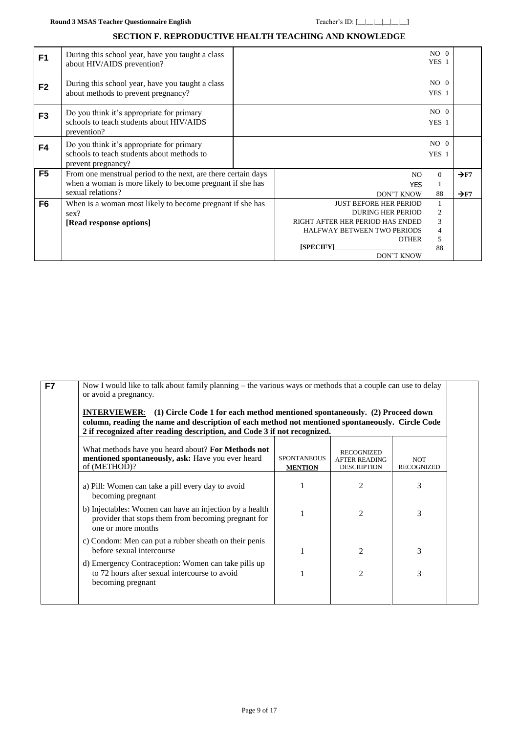## SECTION F. REPRODUCTIVE HEALTH TEACHING AND KNOWLEDGE

| | | | |
|---|---|---|---|
| **F1** | During this school year, have you taught a class about HIV/AIDS prevention? | NO 0<br>YES 1 | |
| **F2** | During this school year, have you taught a class about methods to prevent pregnancy? | NO 0<br>YES 1 | |
| **F3** | Do you think it's appropriate for primary schools to teach students about HIV/AIDS prevention? | NO 0<br>YES 1 | |
| **F4** | Do you think it's appropriate for primary schools to teach students about methods to prevent pregnancy? | NO 0<br>YES 1 | |
| **F5** | From one menstrual period to the next, are there certain days when a woman is more likely to become pregnant if she has sexual relations? | NO 0<br>YES 1<br>DON'T KNOW 88 | →F7<br><br>→F7 |
| **F6** | When is a woman most likely to become pregnant if she has sex?<br>**[Read response options]** | JUST BEFORE HER PERIOD 1<br>DURING HER PERIOD 2<br>RIGHT AFTER HER PERIOD HAS ENDED 3<br>HALFWAY BETWEEN TWO PERIODS 4<br>OTHER 5<br>**[SPECIFY]**___________<br>DON'T KNOW 88 | |

**F7** Now I would like to talk about family planning – the various ways or methods that a couple can use to delay or avoid a pregnancy.

**INTERVIEWER: (1) Circle Code 1 for each method mentioned spontaneously. (2) Proceed down column, reading the name and description of each method not mentioned spontaneously. Circle Code 2 if recognized after reading description, and Code 3 if not recognized.**

| What methods have you heard about? **For Methods not mentioned spontaneously, ask:** Have you ever heard of (METHOD)? | SPONTANEOUS **MENTION** | RECOGNIZED AFTER READING DESCRIPTION | NOT RECOGNIZED |
|---|---|---|---|
| a) Pill: Women can take a pill every day to avoid becoming pregnant | 1 | 2 | 3 |
| b) Injectables: Women can have an injection by a health provider that stops them from becoming pregnant for one or more months | 1 | 2 | 3 |
| c) Condom: Men can put a rubber sheath on their penis before sexual intercourse | 1 | 2 | 3 |
| d) Emergency Contraception: Women can take pills up to 72 hours after sexual intercourse to avoid becoming pregnant | 1 | 2 | 3 |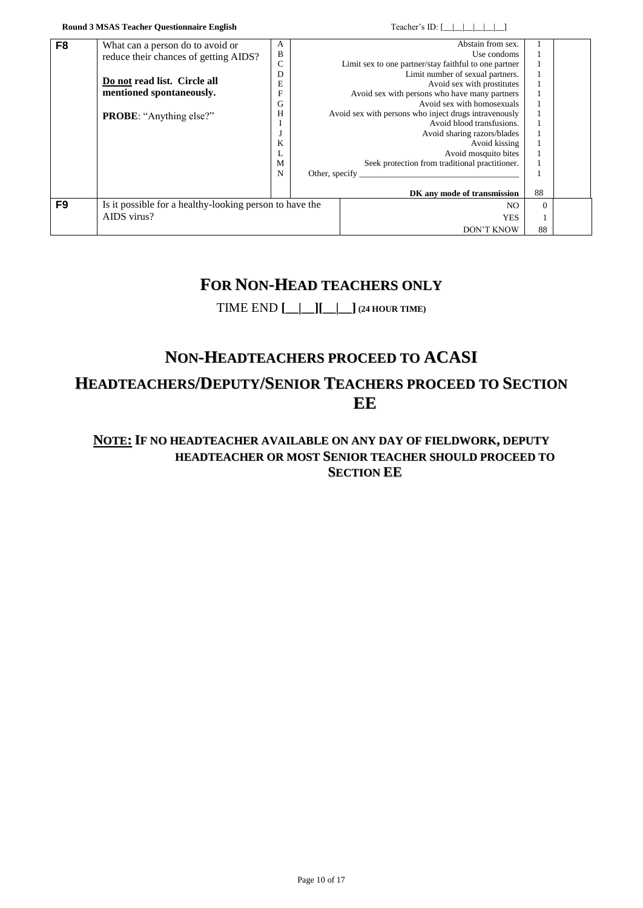| | | | | | |
|---|---|---|---|---|---|
| **F8** | What can a person do to avoid or reduce their chances of getting AIDS?<br><br>**<u>Do not</u> read list. Circle all mentioned spontaneously.**<br><br>**PROBE**: "Anything else?" | A | Abstain from sex. | 1 | |
| | | B | Use condoms | 1 | |
| | | C | Limit sex to one partner/stay faithful to one partner | 1 | |
| | | D | Limit number of sexual partners. | 1 | |
| | | E | Avoid sex with prostitutes | 1 | |
| | | F | Avoid sex with persons who have many partners | 1 | |
| | | G | Avoid sex with homosexuals | 1 | |
| | | H | Avoid sex with persons who inject drugs intravenously | 1 | |
| | | I | Avoid blood transfusions. | 1 | |
| | | J | Avoid sharing razors/blades | 1 | |
| | | K | Avoid kissing | 1 | |
| | | L | Avoid mosquito bites | 1 | |
| | | M | Seek protection from traditional practitioner. | 1 | |
| | | N | Other, specify ___________________________ | 1 | |
| | | | **DK any mode of transmission** | 88 | |
| **F9** | Is it possible for a healthy-looking person to have the AIDS virus? | | NO | 0 | |
| | | | YES | 1 | |
| | | | DON'T KNOW | 88 | |

# FOR NON-HEAD TEACHERS ONLY

TIME END **[__|__][__|__] (24 HOUR TIME)**

# NON-HEADTEACHERS PROCEED TO ACASI

# HEADTEACHERS/DEPUTY/SENIOR TEACHERS PROCEED TO SECTION EE

**<u>NOTE:</u> IF NO HEADTEACHER AVAILABLE ON ANY DAY OF FIELDWORK, DEPUTY HEADTEACHER OR MOST SENIOR TEACHER SHOULD PROCEED TO SECTION EE**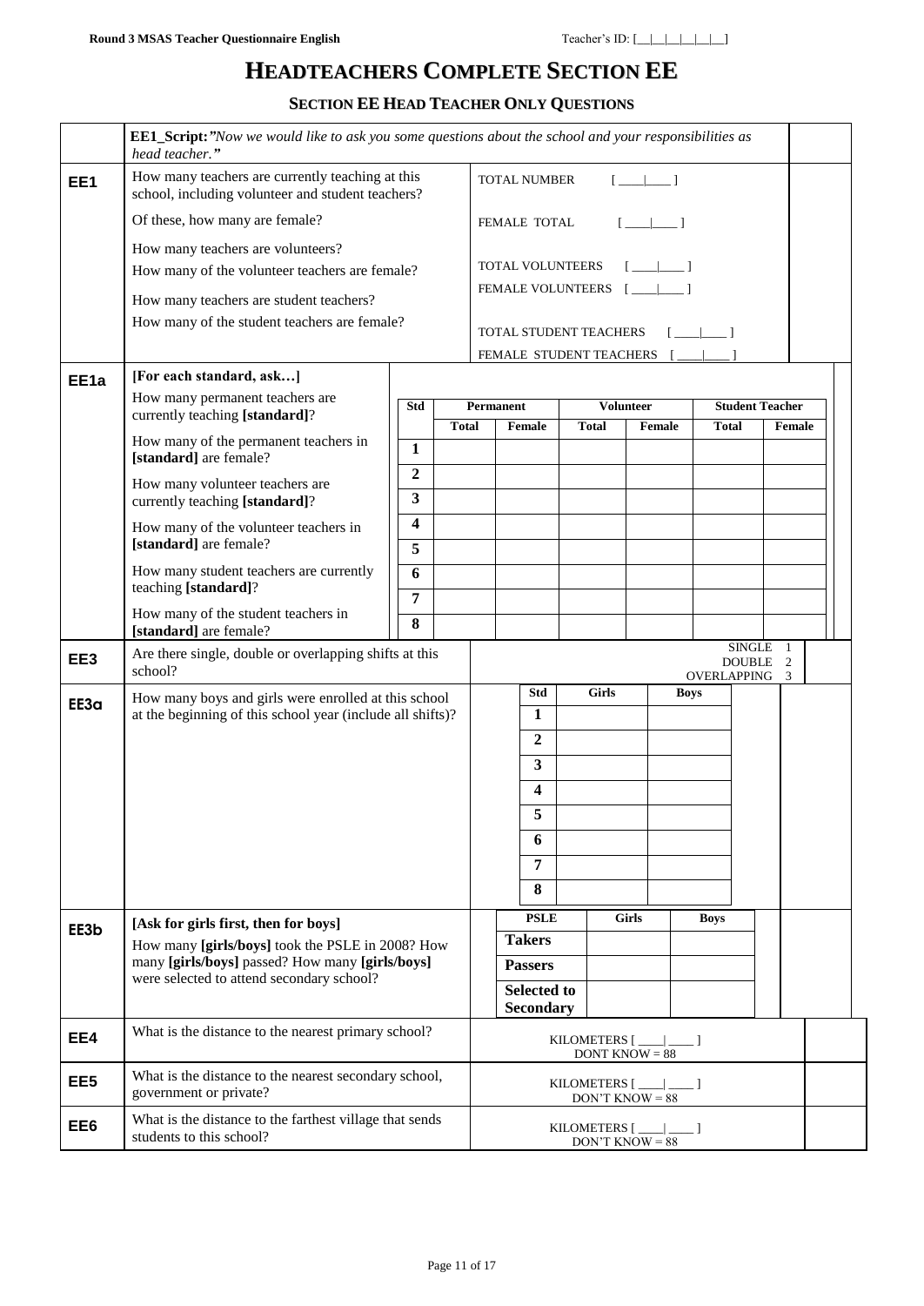# HEADTEACHERS COMPLETE SECTION EE

## SECTION EE HEAD TEACHER ONLY QUESTIONS

**EE1_Script:** *"Now we would like to ask you some questions about the school and your responsibilities as head teacher."*

| | Question | Response |
|---|---|---|
| **EE1** | How many teachers are currently teaching at this school, including volunteer and student teachers? | TOTAL NUMBER [___\|___] |
| | Of these, how many are female? | FEMALE TOTAL [___\|___] |
| | How many teachers are volunteers? | TOTAL VOLUNTEERS [___\|___] |
| | How many of the volunteer teachers are female? | FEMALE VOLUNTEERS [___\|___] |
| | How many teachers are student teachers? | TOTAL STUDENT TEACHERS [___\|___] |
| | How many of the student teachers are female? | FEMALE STUDENT TEACHERS [___\|___] |

**EE1a** **[For each standard, ask…]**

- How many permanent teachers are currently teaching **[standard]**?
- How many of the permanent teachers in **[standard]** are female?
- How many volunteer teachers are currently teaching **[standard]**?
- How many of the volunteer teachers in **[standard]** are female?
- How many student teachers are currently teaching **[standard]**?
- How many of the student teachers in **[standard]** are female?

| Std | Permanent | | Volunteer | | Student Teacher | |
|---|---|---|---|---|---|---|
| | Total | Female | Total | Female | Total | Female |
| 1 | | | | | | |
| 2 | | | | | | |
| 3 | | | | | | |
| 4 | | | | | | |
| 5 | | | | | | |
| 6 | | | | | | |
| 7 | | | | | | |
| 8 | | | | | | |

**EE3** Are there single, double or overlapping shifts at this school?

SINGLE 1
DOUBLE 2
OVERLAPPING 3

**EE3a** How many boys and girls were enrolled at this school at the beginning of this school year (include all shifts)?

| Std | Girls | Boys |
|---|---|---|
| 1 | | |
| 2 | | |
| 3 | | |
| 4 | | |
| 5 | | |
| 6 | | |
| 7 | | |
| 8 | | |

**EE3b** **[Ask for girls first, then for boys]**

How many **[girls/boys]** took the PSLE in 2008? How many **[girls/boys]** passed? How many **[girls/boys]** were selected to attend secondary school?

| PSLE | Girls | Boys |
|---|---|---|
| **Takers** | | |
| **Passers** | | |
| **Selected to Secondary** | | |

| | Question | Response |
|---|---|---|
| **EE4** | What is the distance to the nearest primary school? | KILOMETERS [____\|____] DONT KNOW = 88 |
| **EE5** | What is the distance to the nearest secondary school, government or private? | KILOMETERS [____\|____] DON'T KNOW = 88 |
| **EE6** | What is the distance to the farthest village that sends students to this school? | KILOMETERS [____\|____] DON'T KNOW = 88 |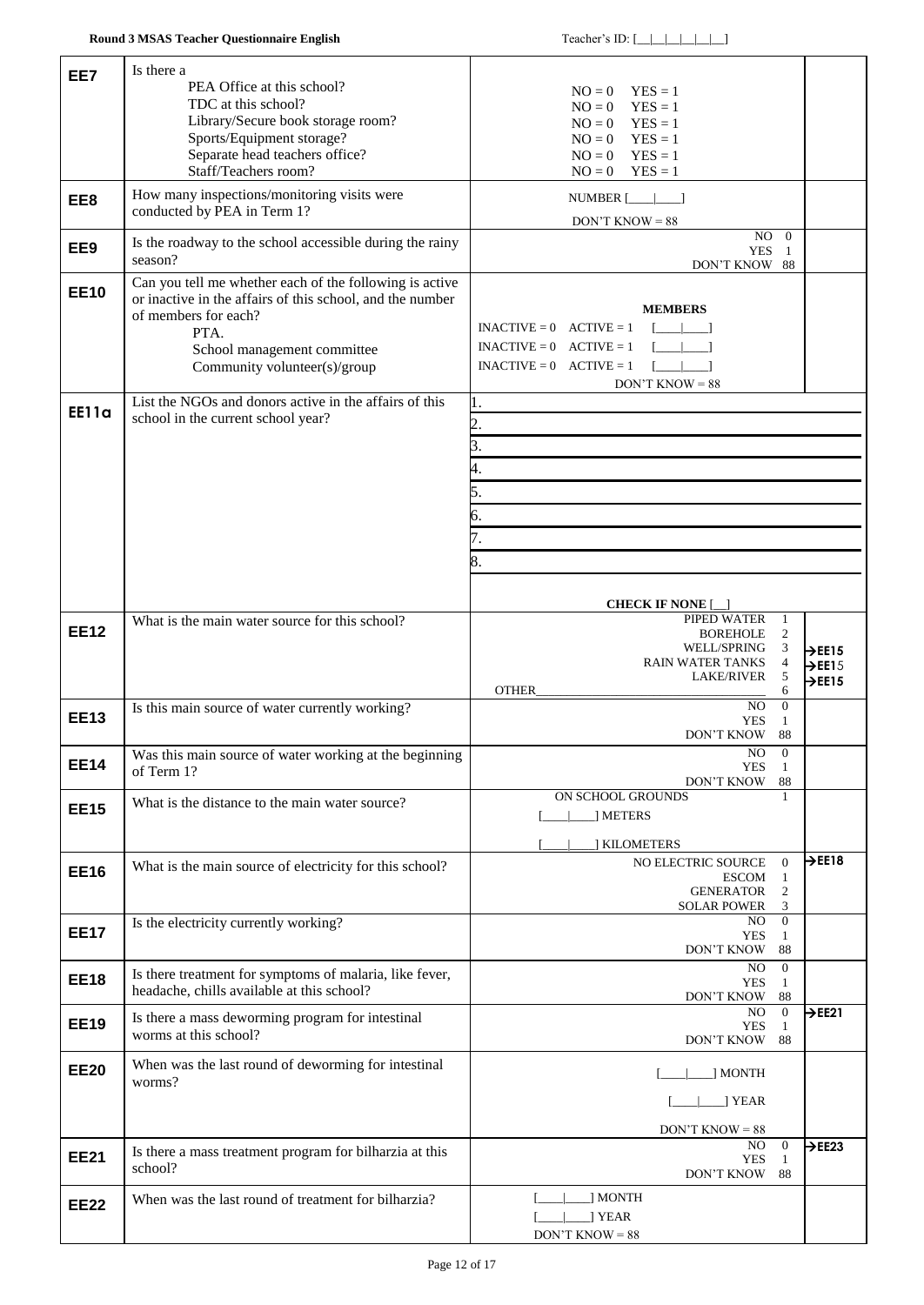| | | | |
|---|---|---|---|
| **EE7** | Is there a<br>PEA Office at this school?<br>TDC at this school?<br>Library/Secure book storage room?<br>Sports/Equipment storage?<br>Separate head teachers office?<br>Staff/Teachers room? | NO = 0 YES = 1<br>NO = 0 YES = 1<br>NO = 0 YES = 1<br>NO = 0 YES = 1<br>NO = 0 YES = 1<br>NO = 0 YES = 1 | |
| **EE8** | How many inspections/monitoring visits were conducted by PEA in Term 1? | NUMBER [____\|____]<br>DON'T KNOW = 88 | |
| **EE9** | Is the roadway to the school accessible during the rainy season? | NO 0<br>YES 1<br>DON'T KNOW 88 | |
| **EE10** | Can you tell me whether each of the following is active or inactive in the affairs of this school, and the number of members for each?<br>PTA.<br>School management committee<br>Community volunteer(s)/group | **MEMBERS**<br>INACTIVE = 0 ACTIVE = 1 [____\|____]<br>INACTIVE = 0 ACTIVE = 1 [____\|____]<br>INACTIVE = 0 ACTIVE = 1 [____\|____]<br>DON'T KNOW = 88 | |
| **EE11a** | List the NGOs and donors active in the affairs of this school in the current school year? | 1.<br>2.<br>3.<br>4.<br>5.<br>6.<br>7.<br>8.<br><br>**CHECK IF NONE [__]** | |
| **EE12** | What is the main water source for this school? | PIPED WATER 1<br>BOREHOLE 2<br>WELL/SPRING 3<br>RAIN WATER TANKS 4<br>LAKE/RIVER 5<br>OTHER________ 6 | <br><br>→EE15<br>→EE15<br>→EE15 |
| **EE13** | Is this main source of water currently working? | NO 0<br>YES 1<br>DON'T KNOW 88 | |
| **EE14** | Was this main source of water working at the beginning of Term 1? | NO 0<br>YES 1<br>DON'T KNOW 88 | |
| **EE15** | What is the distance to the main water source? | ON SCHOOL GROUNDS 1<br>[____\|____] METERS<br>[____\|____] KILOMETERS | |
| **EE16** | What is the main source of electricity for this school? | NO ELECTRIC SOURCE 0<br>ESCOM 1<br>GENERATOR 2<br>SOLAR POWER 3 | →EE18 |
| **EE17** | Is the electricity currently working? | NO 0<br>YES 1<br>DON'T KNOW 88 | |
| **EE18** | Is there treatment for symptoms of malaria, like fever, headache, chills available at this school? | NO 0<br>YES 1<br>DON'T KNOW 88 | |
| **EE19** | Is there a mass deworming program for intestinal worms at this school? | NO 0<br>YES 1<br>DON'T KNOW 88 | →EE21 |
| **EE20** | When was the last round of deworming for intestinal worms? | [____\|____] MONTH<br>[____\|____] YEAR<br>DON'T KNOW = 88 | |
| **EE21** | Is there a mass treatment program for bilharzia at this school? | NO 0<br>YES 1<br>DON'T KNOW 88 | →EE23 |
| **EE22** | When was the last round of treatment for bilharzia? | [____\|____] MONTH<br>[____\|____] YEAR<br>DON'T KNOW = 88 | |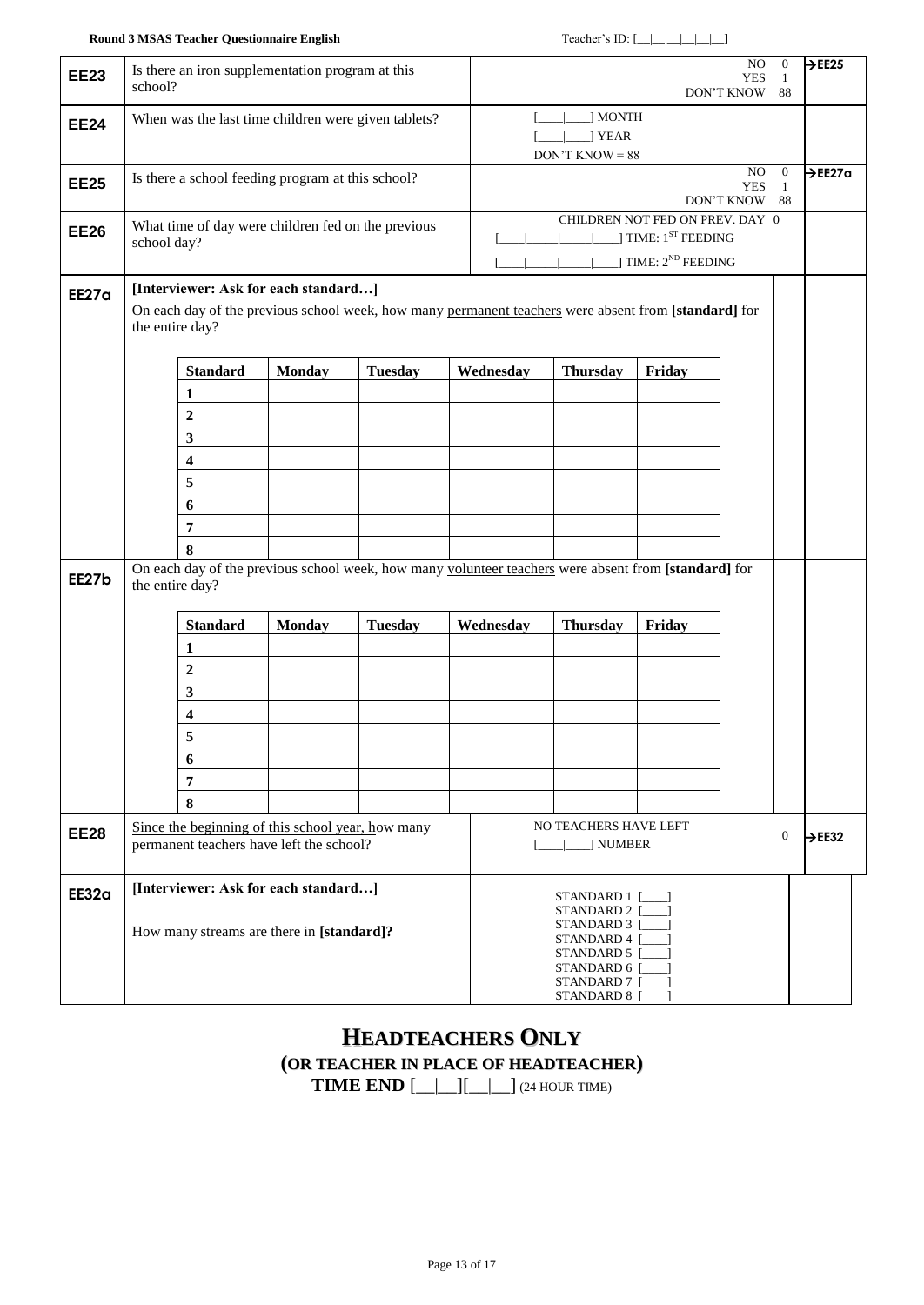| | | | |
|---|---|---|---|
| **EE23** | Is there an iron supplementation program at this school? | NO 0<br>YES 1<br>DON'T KNOW 88 | →EE25 |
| **EE24** | When was the last time children were given tablets? | [___\|___] MONTH<br>[___\|___] YEAR<br>DON'T KNOW = 88 | |
| **EE25** | Is there a school feeding program at this school? | NO 0<br>YES 1<br>DON'T KNOW 88 | →EE27a |
| **EE26** | What time of day were children fed on the previous school day? | CHILDREN NOT FED ON PREV. DAY 0<br>[___\|___\|___\|___] TIME: 1ST FEEDING<br>[___\|___\|___\|___] TIME: 2ND FEEDING | |

**EE27a** [Interviewer: Ask for each standard…]

On each day of the previous school week, how many permanent teachers were absent from **[standard]** for the entire day?

| Standard | Monday | Tuesday | Wednesday | Thursday | Friday |
|---|---|---|---|---|---|
| 1 | | | | | |
| 2 | | | | | |
| 3 | | | | | |
| 4 | | | | | |
| 5 | | | | | |
| 6 | | | | | |
| 7 | | | | | |
| 8 | | | | | |

**EE27b** On each day of the previous school week, how many volunteer teachers were absent from **[standard]** for the entire day?

| Standard | Monday | Tuesday | Wednesday | Thursday | Friday |
|---|---|---|---|---|---|
| 1 | | | | | |
| 2 | | | | | |
| 3 | | | | | |
| 4 | | | | | |
| 5 | | | | | |
| 6 | | | | | |
| 7 | | | | | |
| 8 | | | | | |

| | | | |
|---|---|---|---|
| **EE28** | Since the beginning of this school year, how many permanent teachers have left the school? | NO TEACHERS HAVE LEFT 0<br>[___\|___] NUMBER | →EE32 |
| **EE32a** | [Interviewer: Ask for each standard…]<br><br>How many streams are there in **[standard]**? | STANDARD 1 [___]<br>STANDARD 2 [___]<br>STANDARD 3 [___]<br>STANDARD 4 [___]<br>STANDARD 5 [___]<br>STANDARD 6 [___]<br>STANDARD 7 [___]<br>STANDARD 8 [___] | |

# HEADTEACHERS ONLY

**(OR TEACHER IN PLACE OF HEADTEACHER)**

**TIME END** [__|__][__|__] (24 HOUR TIME)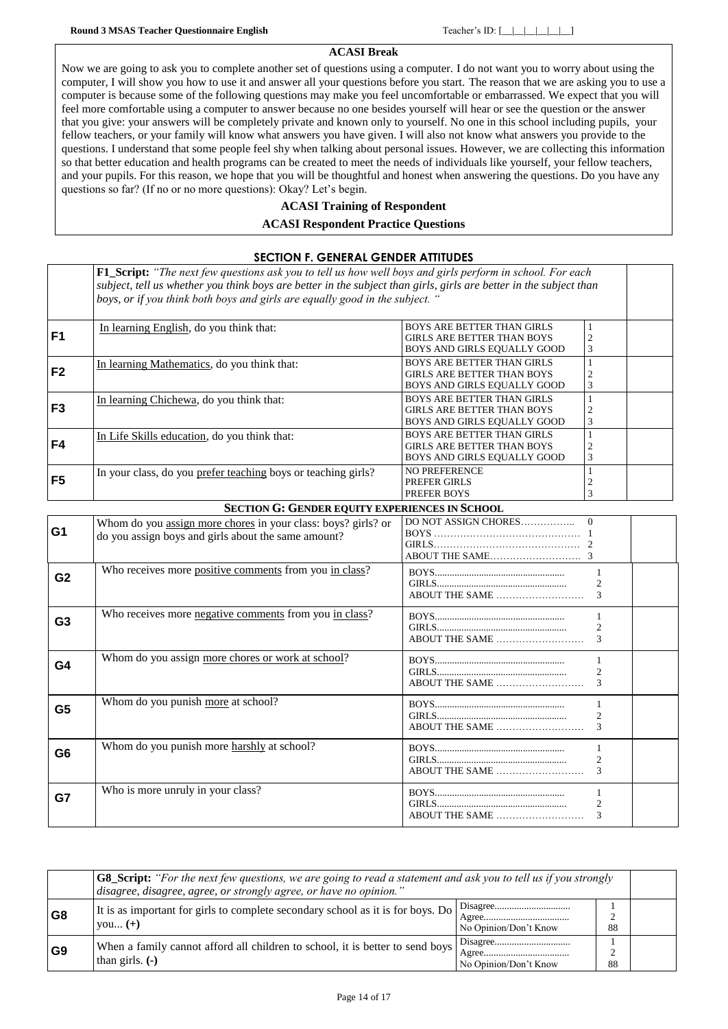**ACASI Break**

Now we are going to ask you to complete another set of questions using a computer. I do not want you to worry about using the computer, I will show you how to use it and answer all your questions before you start. The reason that we are asking you to use a computer is because some of the following questions may make you feel uncomfortable or embarrassed. We expect that you will feel more comfortable using a computer to answer because no one besides yourself will hear or see the question or the answer that you give: your answers will be completely private and known only to yourself. No one in this school including pupils, your fellow teachers, or your family will know what answers you have given. I will also not know what answers you provide to the questions. I understand that some people feel shy when talking about personal issues. However, we are collecting this information so that better education and health programs can be created to meet the needs of individuals like yourself, your fellow teachers, and your pupils. For this reason, we hope that you will be thoughtful and honest when answering the questions. Do you have any questions so far? (If no or no more questions): Okay? Let's begin.

**ACASI Training of Respondent**

**ACASI Respondent Practice Questions**

## SECTION F. GENERAL GENDER ATTITUDES

**F1_Script:** *"The next few questions ask you to tell us how well boys and girls perform in school. For each subject, tell us whether you think boys are better in the subject than girls, girls are better in the subject than boys, or if you think both boys and girls are equally good in the subject. "*

| | Question | Response | Code | |
|---|---|---|---|---|
| F1 | In learning English, do you think that: | BOYS ARE BETTER THAN GIRLS<br>GIRLS ARE BETTER THAN BOYS<br>BOYS AND GIRLS EQUALLY GOOD | 1<br>2<br>3 | |
| F2 | In learning Mathematics, do you think that: | BOYS ARE BETTER THAN GIRLS<br>GIRLS ARE BETTER THAN BOYS<br>BOYS AND GIRLS EQUALLY GOOD | 1<br>2<br>3 | |
| F3 | In learning Chichewa, do you think that: | BOYS ARE BETTER THAN GIRLS<br>GIRLS ARE BETTER THAN BOYS<br>BOYS AND GIRLS EQUALLY GOOD | 1<br>2<br>3 | |
| F4 | In Life Skills education, do you think that: | BOYS ARE BETTER THAN GIRLS<br>GIRLS ARE BETTER THAN BOYS<br>BOYS AND GIRLS EQUALLY GOOD | 1<br>2<br>3 | |
| F5 | In your class, do you prefer teaching boys or teaching girls? | NO PREFERENCE<br>PREFER GIRLS<br>PREFER BOYS | 1<br>2<br>3 | |

## SECTION G: GENDER EQUITY EXPERIENCES IN SCHOOL

| | Question | Response | Code | |
|---|---|---|---|---|
| G1 | Whom do you assign more chores in your class: boys? girls? or do you assign boys and girls about the same amount? | DO NOT ASSIGN CHORES……………..<br>BOYS ………………………………………<br>GIRLS………………………………………<br>ABOUT THE SAME……………………… | 0<br>1<br>2<br>3 | |
| G2 | Who receives more positive comments from you in class? | BOYS....................................................<br>GIRLS....................................................<br>ABOUT THE SAME ……………………… | 1<br>2<br>3 | |
| G3 | Who receives more negative comments from you in class? | BOYS....................................................<br>GIRLS....................................................<br>ABOUT THE SAME ……………………… | 1<br>2<br>3 | |
| G4 | Whom do you assign more chores or work at school? | BOYS....................................................<br>GIRLS....................................................<br>ABOUT THE SAME ……………………… | 1<br>2<br>3 | |
| G5 | Whom do you punish more at school? | BOYS....................................................<br>GIRLS....................................................<br>ABOUT THE SAME ……………………… | 1<br>2<br>3 | |
| G6 | Whom do you punish more harshly at school? | BOYS....................................................<br>GIRLS....................................................<br>ABOUT THE SAME ……………………… | 1<br>2<br>3 | |
| G7 | Who is more unruly in your class? | BOYS....................................................<br>GIRLS....................................................<br>ABOUT THE SAME ……………………… | 1<br>2<br>3 | |

**G8_Script:** *"For the next few questions, we are going to read a statement and ask you to tell us if you strongly disagree, disagree, agree, or strongly agree, or have no opinion."*

| | Question | Response | Code | |
|---|---|---|---|---|
| G8 | It is as important for girls to complete secondary school as it is for boys. Do you... **(+)** | Disagree..............................<br>Agree..................................<br>No Opinion/Don't Know | 1<br>2<br>88 | |
| G9 | When a family cannot afford all children to school, it is better to send boys than girls. **(-)** | Disagree..............................<br>Agree..................................<br>No Opinion/Don't Know | 1<br>2<br>88 | |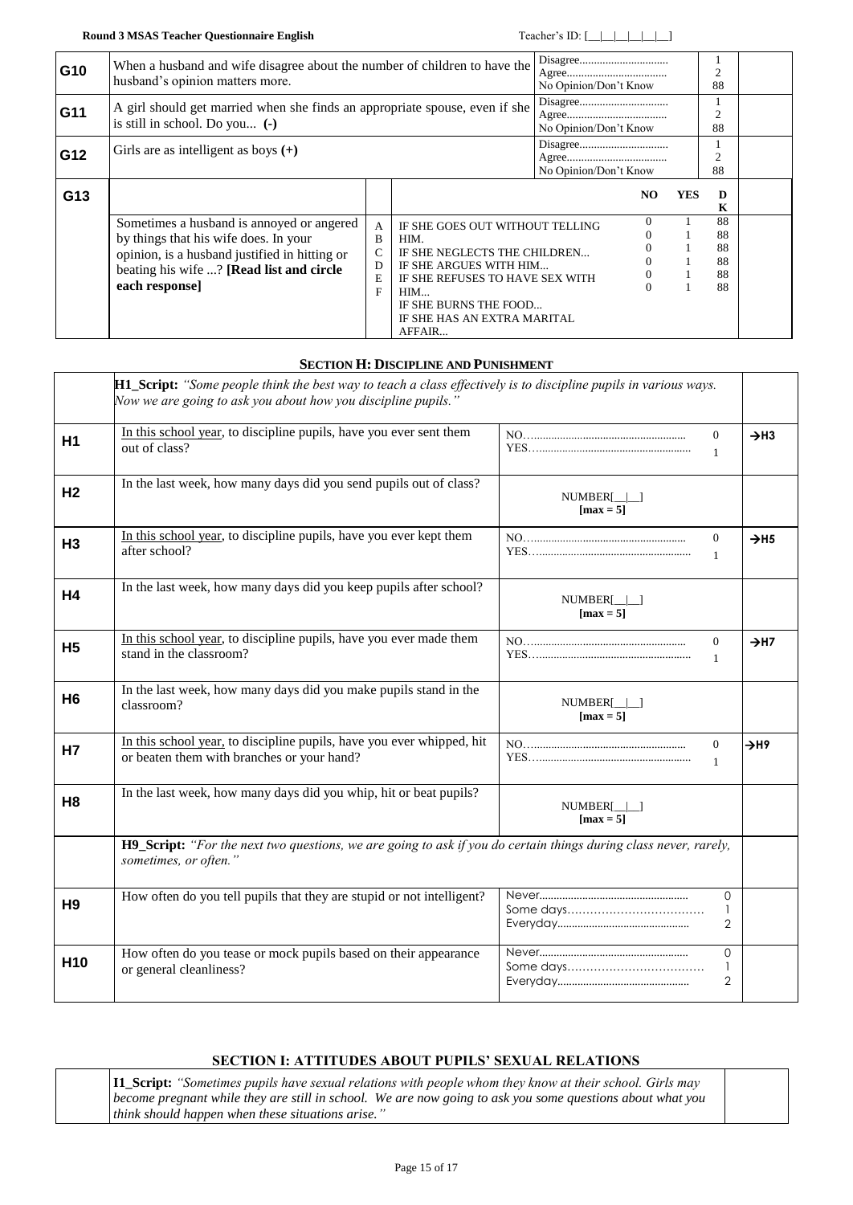| | | | |
|---|---|---|---|
| **G10** | When a husband and wife disagree about the number of children to have the husband's opinion matters more. | Disagree............................... 1<br>Agree................................... 2<br>No Opinion/Don't Know 88 | |
| **G11** | A girl should get married when she finds an appropriate spouse, even if she is still in school. Do you... **(-)** | Disagree............................... 1<br>Agree................................... 2<br>No Opinion/Don't Know 88 | |
| **G12** | Girls are as intelligent as boys **(+)** | Disagree............................... 1<br>Agree................................... 2<br>No Opinion/Don't Know 88 | |

| | | | | NO | YES | DK | |
|---|---|---|---|---|---|---|---|
| **G13** | Sometimes a husband is annoyed or angered by things that his wife does. In your opinion, is a husband justified in hitting or beating his wife ...? **[Read list and circle each response]** | A | IF SHE GOES OUT WITHOUT TELLING HIM. | 0 | 1 | 88 | |
| | | B | IF SHE NEGLECTS THE CHILDREN... | 0 | 1 | 88 | |
| | | C | IF SHE ARGUES WITH HIM... | 0 | 1 | 88 | |
| | | D | IF SHE REFUSES TO HAVE SEX WITH HIM... | 0 | 1 | 88 | |
| | | E | IF SHE BURNS THE FOOD... | 0 | 1 | 88 | |
| | | F | IF SHE HAS AN EXTRA MARITAL AFFAIR... | 0 | 1 | 88 | |

## SECTION H: DISCIPLINE AND PUNISHMENT

| | | | |
|---|---|---|---|
| | **H1_Script:** *"Some people think the best way to teach a class effectively is to discipline pupils in various ways. Now we are going to ask you about how you discipline pupils."* | | |
| **H1** | In this school year, to discipline pupils, have you ever sent them out of class? | NO............................ 0<br>YES........................... 1 | →H3 |
| **H2** | In the last week, how many days did you send pupils out of class? | NUMBER[__\|__]<br>**[max = 5]** | |
| **H3** | In this school year, to discipline pupils, have you ever kept them after school? | NO............................ 0<br>YES........................... 1 | →H5 |
| **H4** | In the last week, how many days did you keep pupils after school? | NUMBER[__\|__]<br>**[max = 5]** | |
| **H5** | In this school year, to discipline pupils, have you ever made them stand in the classroom? | NO............................ 0<br>YES........................... 1 | →H7 |
| **H6** | In the last week, how many days did you make pupils stand in the classroom? | NUMBER[__\|__]<br>**[max = 5]** | |
| **H7** | In this school year, to discipline pupils, have you ever whipped, hit or beaten them with branches or your hand? | NO............................ 0<br>YES........................... 1 | →H9 |
| **H8** | In the last week, how many days did you whip, hit or beat pupils? | NUMBER[__\|__]<br>**[max = 5]** | |
| | **H9_Script:** *"For the next two questions, we are going to ask if you do certain things during class never, rarely, sometimes, or often."* | | |
| **H9** | How often do you tell pupils that they are stupid or not intelligent? | Never........................ 0<br>Some days.................. 1<br>Everyday.................... 2 | |
| **H10** | How often do you tease or mock pupils based on their appearance or general cleanliness? | Never........................ 0<br>Some days.................. 1<br>Everyday.................... 2 | |

## SECTION I: ATTITUDES ABOUT PUPILS' SEXUAL RELATIONS

| | | |
|---|---|---|
| | **I1_Script:** *"Sometimes pupils have sexual relations with people whom they know at their school. Girls may become pregnant while they are still in school. We are now going to ask you some questions about what you think should happen when these situations arise."* | |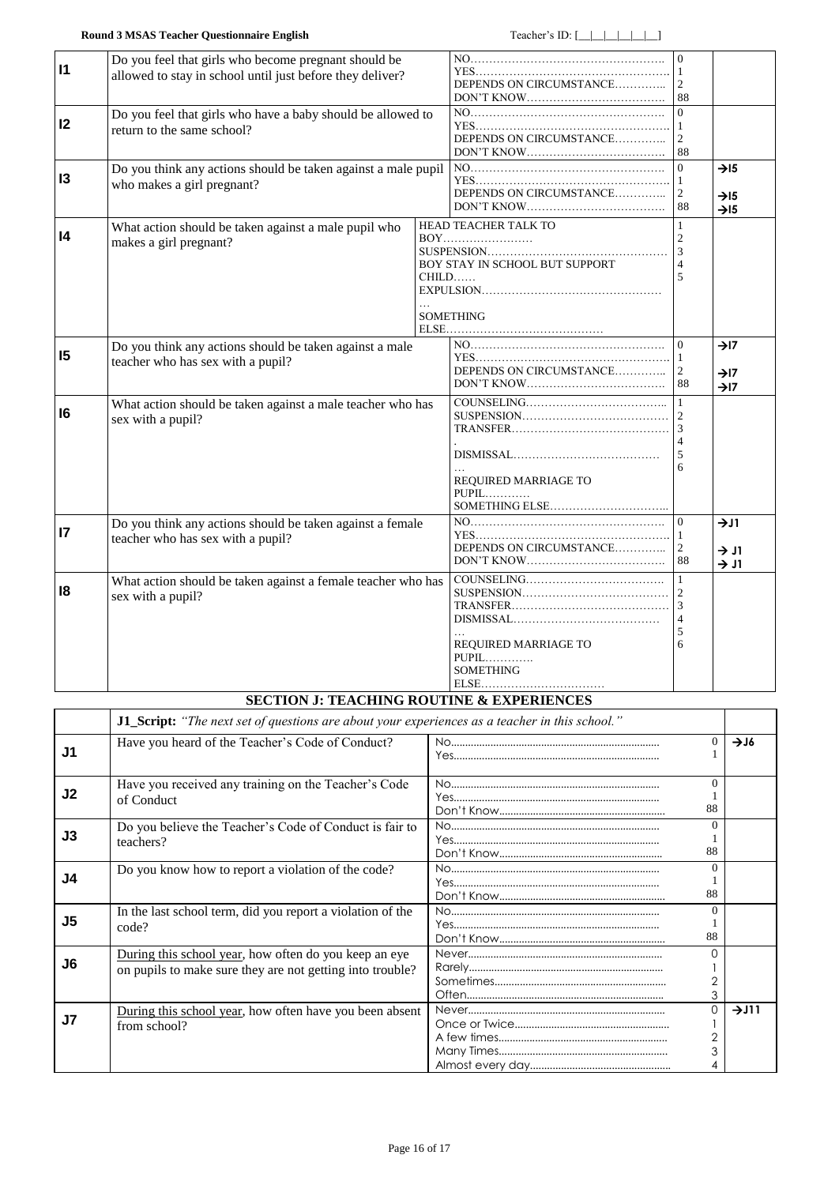| | | | | |
|---|---|---|---|---|
| **I1** | Do you feel that girls who become pregnant should be allowed to stay in school until just before they deliver? | NO……………………………………………<br>YES……………………………………………<br>DEPENDS ON CIRCUMSTANCE…………..<br>DON'T KNOW……………………………… | 0<br>1<br>2<br>88 | |
| **I2** | Do you feel that girls who have a baby should be allowed to return to the same school? | NO……………………………………………<br>YES……………………………………………<br>DEPENDS ON CIRCUMSTANCE…………..<br>DON'T KNOW……………………………… | 0<br>1<br>2<br>88 | |
| **I3** | Do you think any actions should be taken against a male pupil who makes a girl pregnant? | NO……………………………………………<br>YES……………………………………………<br>DEPENDS ON CIRCUMSTANCE…………..<br>DON'T KNOW……………………………… | 0<br>1<br>2<br>88 | →I5<br><br>→I5<br>→I5 |
| **I4** | What action should be taken against a male pupil who makes a girl pregnant? | HEAD TEACHER TALK TO BOY……………………<br>SUSPENSION…………………………………………<br>BOY STAY IN SCHOOL BUT SUPPORT CHILD……<br>EXPULSION……………………………………………<br>SOMETHING ELSE…………………………………… | 1<br>2<br>3<br>4<br>5 | |
| **I5** | Do you think any actions should be taken against a male teacher who has sex with a pupil? | NO……………………………………………<br>YES……………………………………………<br>DEPENDS ON CIRCUMSTANCE…………..<br>DON'T KNOW……………………………… | 0<br>1<br>2<br>88 | →I7<br><br>→I7<br>→I7 |
| **I6** | What action should be taken against a male teacher who has sex with a pupil? | COUNSELING………………………………<br>SUSPENSION…………………………………<br>TRANSFER……………………………………<br>DISMISSAL…………………………………<br>REQUIRED MARRIAGE TO PUPIL…………<br>SOMETHING ELSE………………………… | 1<br>2<br>3<br>4<br>5<br>6 | |
| **I7** | Do you think any actions should be taken against a female teacher who has sex with a pupil? | NO……………………………………………<br>YES……………………………………………<br>DEPENDS ON CIRCUMSTANCE…………..<br>DON'T KNOW……………………………… | 0<br>1<br>2<br>88 | →J1<br><br>→ J1<br>→ J1 |
| **I8** | What action should be taken against a female teacher who has sex with a pupil? | COUNSELING………………………………<br>SUSPENSION…………………………………<br>TRANSFER……………………………………<br>DISMISSAL…………………………………<br>REQUIRED MARRIAGE TO PUPIL………….<br>SOMETHING ELSE…………………………… | 1<br>2<br>3<br>4<br>5<br>6 | |

## SECTION J: TEACHING ROUTINE & EXPERIENCES

| | | | | |
|---|---|---|---|---|
| | **J1_Script:** *"The next set of questions are about your experiences as a teacher in this school."* | | | |
| **J1** | Have you heard of the Teacher's Code of Conduct? | No……………………………………………<br>Yes…………………………………………… | 0<br>1 | →J6 |
| **J2** | Have you received any training on the Teacher's Code of Conduct | No……………………………………………<br>Yes……………………………………………<br>Don't Know…………………………………… | 0<br>1<br>88 | |
| **J3** | Do you believe the Teacher's Code of Conduct is fair to teachers? | No……………………………………………<br>Yes……………………………………………<br>Don't Know…………………………………… | 0<br>1<br>88 | |
| **J4** | Do you know how to report a violation of the code? | No……………………………………………<br>Yes……………………………………………<br>Don't Know…………………………………… | 0<br>1<br>88 | |
| **J5** | In the last school term, did you report a violation of the code? | No……………………………………………<br>Yes……………………………………………<br>Don't Know…………………………………… | 0<br>1<br>88 | |
| **J6** | <u>During this school year</u>, how often do you keep an eye on pupils to make sure they are not getting into trouble? | Never……………………………………………<br>Rarely……………………………………………<br>Sometimes………………………………………<br>Often…………………………………………… | 0<br>1<br>2<br>3 | |
| **J7** | <u>During this school year</u>, how often have you been absent from school? | Never……………………………………………<br>Once or Twice…………………………………<br>A few times……………………………………<br>Many Times……………………………………<br>Almost every day……………………………… | 0<br>1<br>2<br>3<br>4 | →J11 |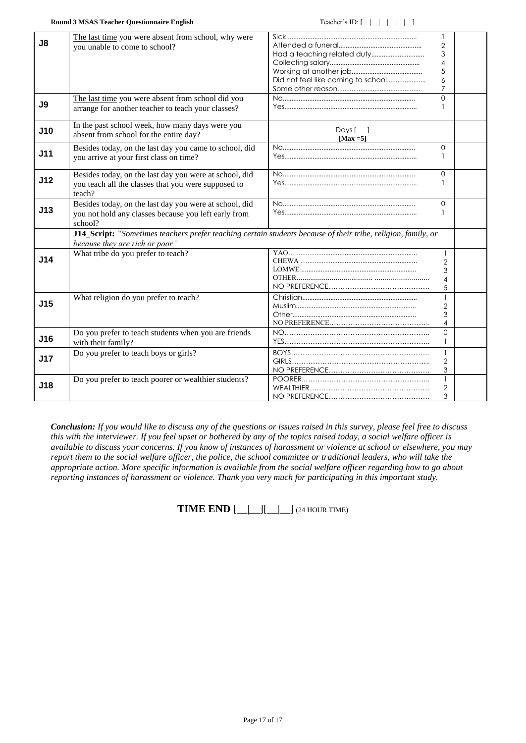| | | | |
|---|---|---|---|
| **J8** | The last time you were absent from school, why were you unable to come to school? | Sick ........................................................................ 1<br>Attended a funeral............................................... 2<br>Had a teaching related duty.............................. 3<br>Collecting salary.................................................. 4<br>Working at another job........................................ 5<br>Did not feel like coming to school...................... 6<br>Some other reason.............................................. 7 | |
| **J9** | The last time you were absent from school did you arrange for another teacher to teach your classes? | No.......................................................................... 0<br>Yes.......................................................................... 1 | |
| **J10** | In the past school week, how many days were you absent from school for the entire day? | Days [___]<br>**[Max =5]** | |
| **J11** | Besides today, on the last day you came to school, did you arrive at your first class on time? | No.......................................................................... 0<br>Yes.......................................................................... 1 | |
| **J12** | Besides today, on the last day you were at school, did you teach all the classes that you were supposed to teach? | No.......................................................................... 0<br>Yes.......................................................................... 1 | |
| **J13** | Besides today, on the last day you were at school, did you not hold any classes because you left early from school? | No.......................................................................... 0<br>Yes.......................................................................... 1 | |
| | **J14_Script:** *"Sometimes teachers prefer teaching certain students because of their tribe, religion, family, or because they are rich or poor"* | | |
| **J14** | What tribe do you prefer to teach? | YAO........................................................................ 1<br>CHEWA ................................................................ 2<br>LOMWE ................................................................ 3<br>OTHER...................................... ............................ 4<br>NO PREFERENCE........................................... 5 | |
| **J15** | What religion do you prefer to teach? | Christian................................................................ 1<br>Muslim.................................................................... 2<br>Other...................................................................... 3<br>NO PREFERENCE........................................... 4 | |
| **J16** | Do you prefer to teach students when you are friends with their family? | NO............................................................. 0<br>YES............................................................. 1 | |
| **J17** | Do you prefer to teach boys or girls? | BOYS.......................................................... 1<br>GIRLS.......................................................... 2<br>NO PREFERENCE........................................... 3 | |
| **J18** | Do you prefer to teach poorer or wealthier students? | POORER...................................................... 1<br>WEALTHIER.................................................. 2<br>NO PREFERENCE........................................... 3 | |

***Conclusion:*** *If you would like to discuss any of the questions or issues raised in this survey, please feel free to discuss this with the interviewer. If you feel upset or bothered by any of the topics raised today, a social welfare officer is available to discuss your concerns. If you know of instances of harassment or violence at school or elsewhere, you may report them to the social welfare officer, the police, the school committee or traditional leaders, who will take the appropriate action. More specific information is available from the social welfare officer regarding how to go about reporting instances of harassment or violence. Thank you very much for participating in this important study.*

**TIME END** [__|__][__|__] (24 HOUR TIME)